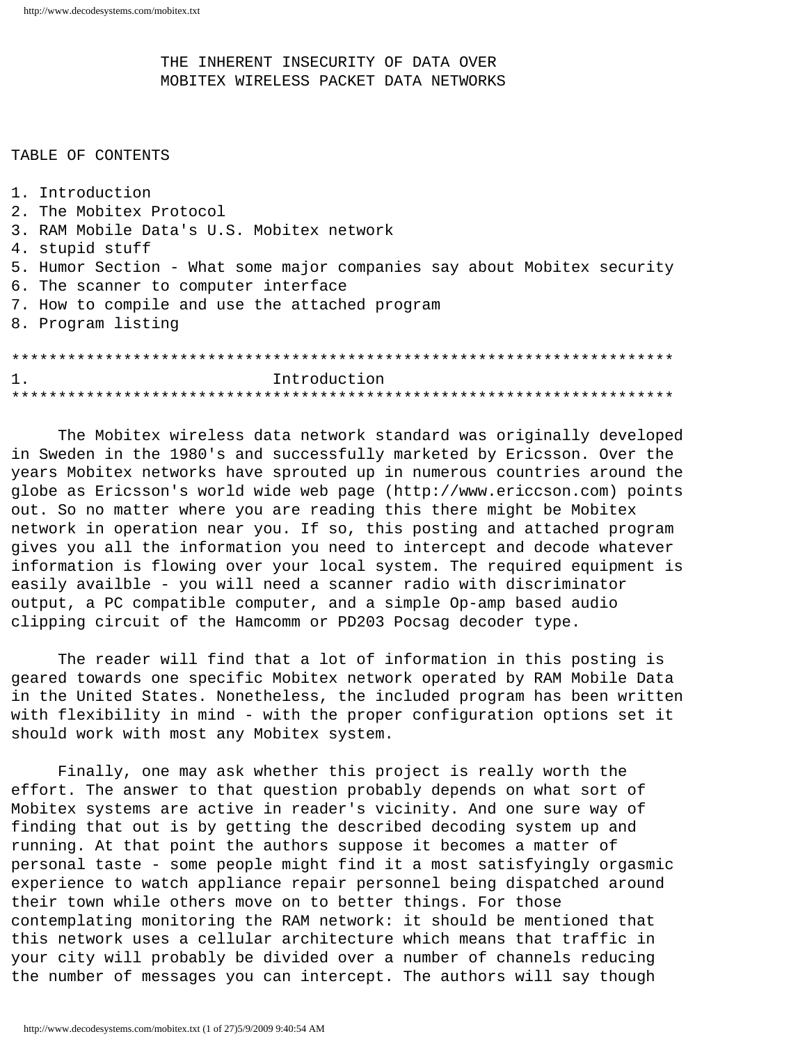# THE INHERENT INSECURITY OF DATA OVER MOBITEX WIRELESS PACKET DATA NETWORKS

TABLE OF CONTENTS

1. Introduction
2. The Mobitex Protocol
3. RAM Mobile Data's U.S. Mobitex network
4. stupid stuff
5. Humor Section - What some major companies say about Mobitex security
6. The scanner to computer interface
7. How to compile and use the attached program
8. Program listing

***************************************************************************

## 1. Introduction

***************************************************************************

The Mobitex wireless data network standard was originally developed in Sweden in the 1980's and successfully marketed by Ericsson. Over the years Mobitex networks have sprouted up in numerous countries around the globe as Ericsson's world wide web page (http://www.ericcson.com) points out. So no matter where you are reading this there might be Mobitex network in operation near you. If so, this posting and attached program gives you all the information you need to intercept and decode whatever information is flowing over your local system. The required equipment is easily availble - you will need a scanner radio with discriminator output, a PC compatible computer, and a simple Op-amp based audio clipping circuit of the Hamcomm or PD203 Pocsag decoder type.

The reader will find that a lot of information in this posting is geared towards one specific Mobitex network operated by RAM Mobile Data in the United States. Nonetheless, the included program has been written with flexibility in mind - with the proper configuration options set it should work with most any Mobitex system.

Finally, one may ask whether this project is really worth the effort. The answer to that question probably depends on what sort of Mobitex systems are active in reader's vicinity. And one sure way of finding that out is by getting the described decoding system up and running. At that point the authors suppose it becomes a matter of personal taste - some people might find it a most satisfyingly orgasmic experience to watch appliance repair personnel being dispatched around their town while others move on to better things. For those contemplating monitoring the RAM network: it should be mentioned that this network uses a cellular architecture which means that traffic in your city will probably be divided over a number of channels reducing the number of messages you can intercept. The authors will say though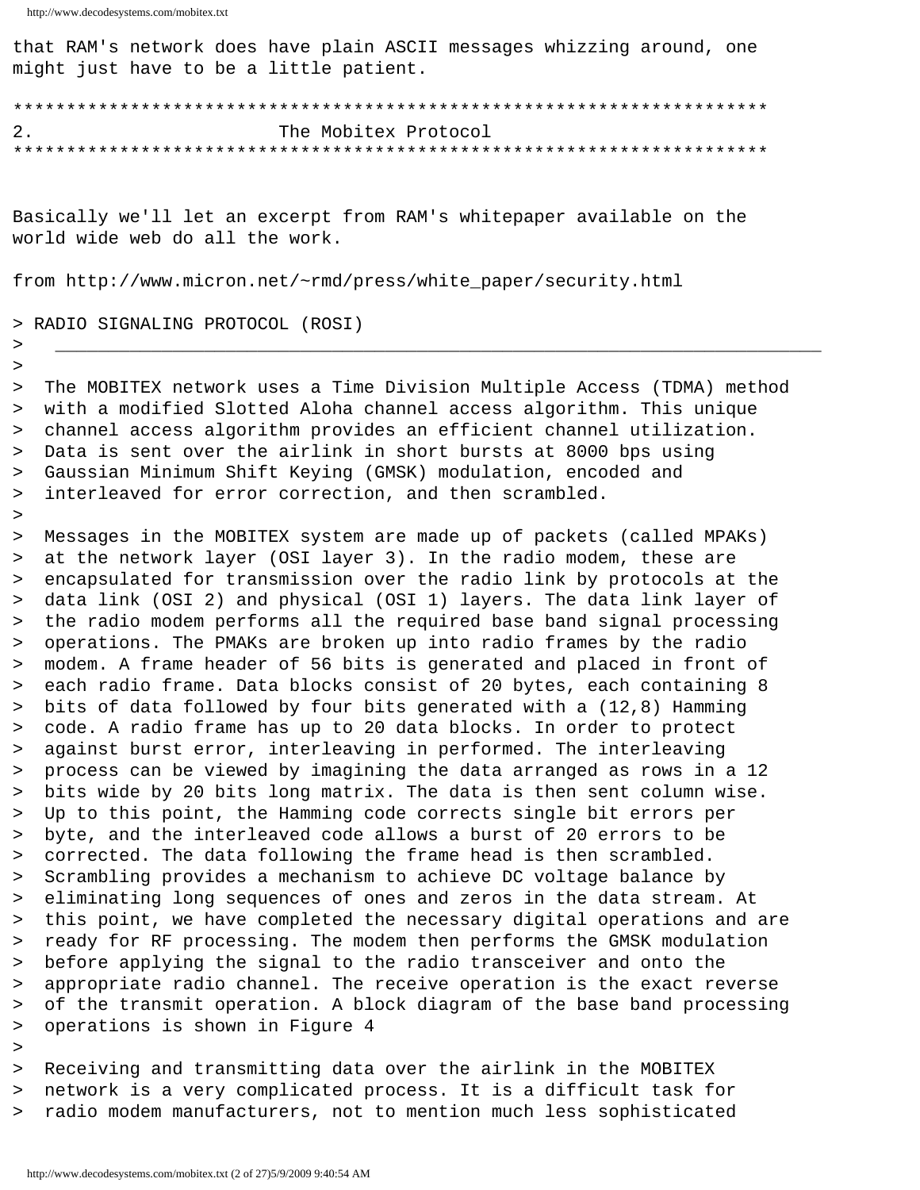that RAM's network does have plain ASCII messages whizzing around, one might just have to be a little patient.

*************************************************************************

## 2. The Mobitex Protocol

*************************************************************************

Basically we'll let an excerpt from RAM's whitepaper available on the world wide web do all the work.

from http://www.micron.net/~rmd/press/white_paper/security.html

> RADIO SIGNALING PROTOCOL (ROSI)
> ___________________________________________________________________________
>
> The MOBITEX network uses a Time Division Multiple Access (TDMA) method with a modified Slotted Aloha channel access algorithm. This unique channel access algorithm provides an efficient channel utilization. Data is sent over the airlink in short bursts at 8000 bps using Gaussian Minimum Shift Keying (GMSK) modulation, encoded and interleaved for error correction, and then scrambled.
>
> Messages in the MOBITEX system are made up of packets (called MPAKs) at the network layer (OSI layer 3). In the radio modem, these are encapsulated for transmission over the radio link by protocols at the data link (OSI 2) and physical (OSI 1) layers. The data link layer of the radio modem performs all the required base band signal processing operations. The PMAKs are broken up into radio frames by the radio modem. A frame header of 56 bits is generated and placed in front of each radio frame. Data blocks consist of 20 bytes, each containing 8 bits of data followed by four bits generated with a (12,8) Hamming code. A radio frame has up to 20 data blocks. In order to protect against burst error, interleaving in performed. The interleaving process can be viewed by imagining the data arranged as rows in a 12 bits wide by 20 bits long matrix. The data is then sent column wise. Up to this point, the Hamming code corrects single bit errors per byte, and the interleaved code allows a burst of 20 errors to be corrected. The data following the frame head is then scrambled. Scrambling provides a mechanism to achieve DC voltage balance by eliminating long sequences of ones and zeros in the data stream. At this point, we have completed the necessary digital operations and are ready for RF processing. The modem then performs the GMSK modulation before applying the signal to the radio transceiver and onto the appropriate radio channel. The receive operation is the exact reverse of the transmit operation. A block diagram of the base band processing operations is shown in Figure 4
>
> Receiving and transmitting data over the airlink in the MOBITEX network is a very complicated process. It is a difficult task for radio modem manufacturers, not to mention much less sophisticated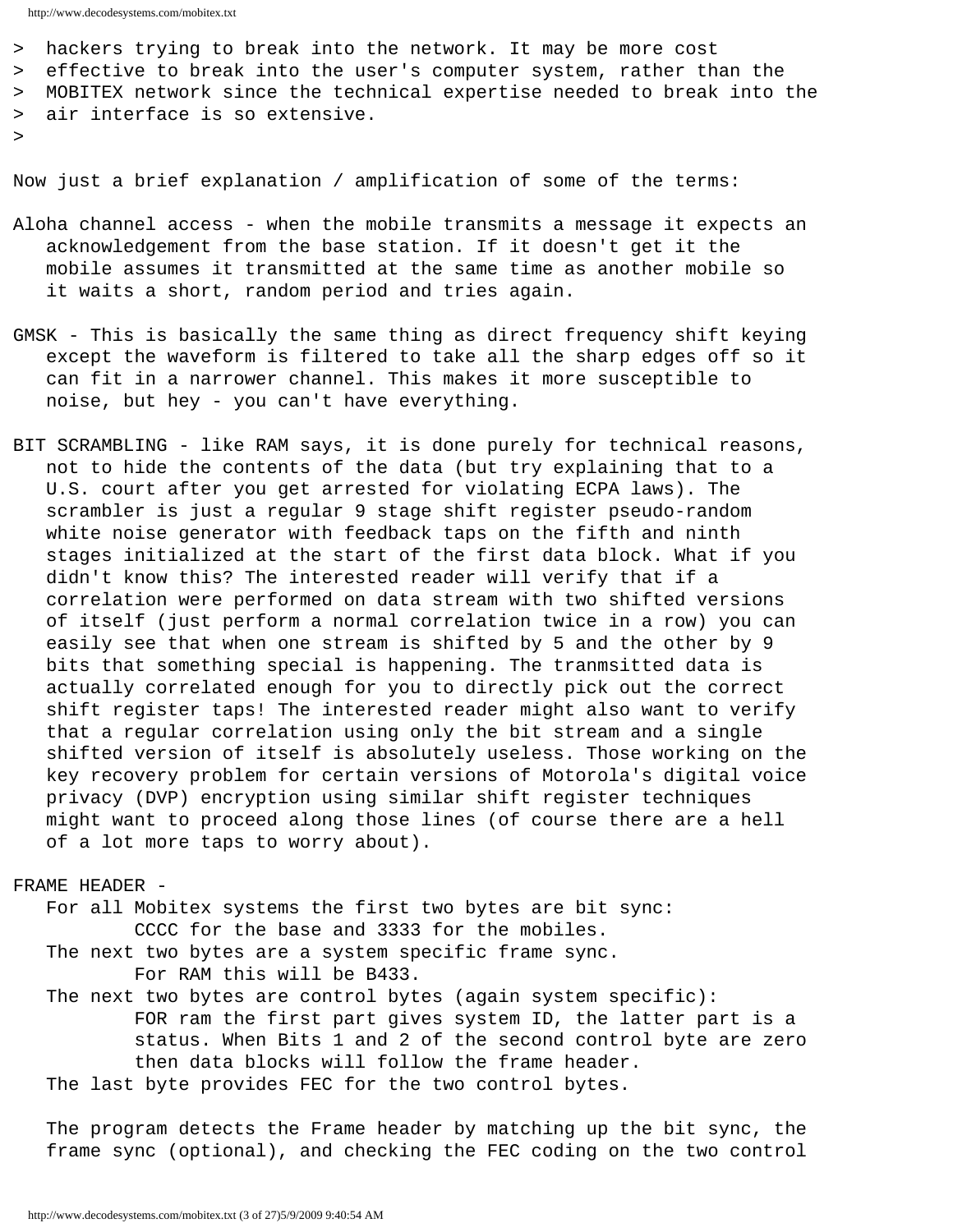> hackers trying to break into the network. It may be more cost
> effective to break into the user's computer system, rather than the
> MOBITEX network since the technical expertise needed to break into the
> air interface is so extensive.
>

Now just a brief explanation / amplification of some of the terms:

Aloha channel access - when the mobile transmits a message it expects an acknowledgement from the base station. If it doesn't get it the mobile assumes it transmitted at the same time as another mobile so it waits a short, random period and tries again.

GMSK - This is basically the same thing as direct frequency shift keying except the waveform is filtered to take all the sharp edges off so it can fit in a narrower channel. This makes it more susceptible to noise, but hey - you can't have everything.

BIT SCRAMBLING - like RAM says, it is done purely for technical reasons, not to hide the contents of the data (but try explaining that to a U.S. court after you get arrested for violating ECPA laws). The scrambler is just a regular 9 stage shift register pseudo-random white noise generator with feedback taps on the fifth and ninth stages initialized at the start of the first data block. What if you didn't know this? The interested reader will verify that if a correlation were performed on data stream with two shifted versions of itself (just perform a normal correlation twice in a row) you can easily see that when one stream is shifted by 5 and the other by 9 bits that something special is happening. The tranmsitted data is actually correlated enough for you to directly pick out the correct shift register taps! The interested reader might also want to verify that a regular correlation using only the bit stream and a single shifted version of itself is absolutely useless. Those working on the key recovery problem for certain versions of Motorola's digital voice privacy (DVP) encryption using similar shift register techniques might want to proceed along those lines (of course there are a hell of a lot more taps to worry about).

FRAME HEADER -
For all Mobitex systems the first two bytes are bit sync:
 CCCC for the base and 3333 for the mobiles.
The next two bytes are a system specific frame sync.
 For RAM this will be B433.
The next two bytes are control bytes (again system specific):
 FOR ram the first part gives system ID, the latter part is a status. When Bits 1 and 2 of the second control byte are zero then data blocks will follow the frame header.
The last byte provides FEC for the two control bytes.

The program detects the Frame header by matching up the bit sync, the frame sync (optional), and checking the FEC coding on the two control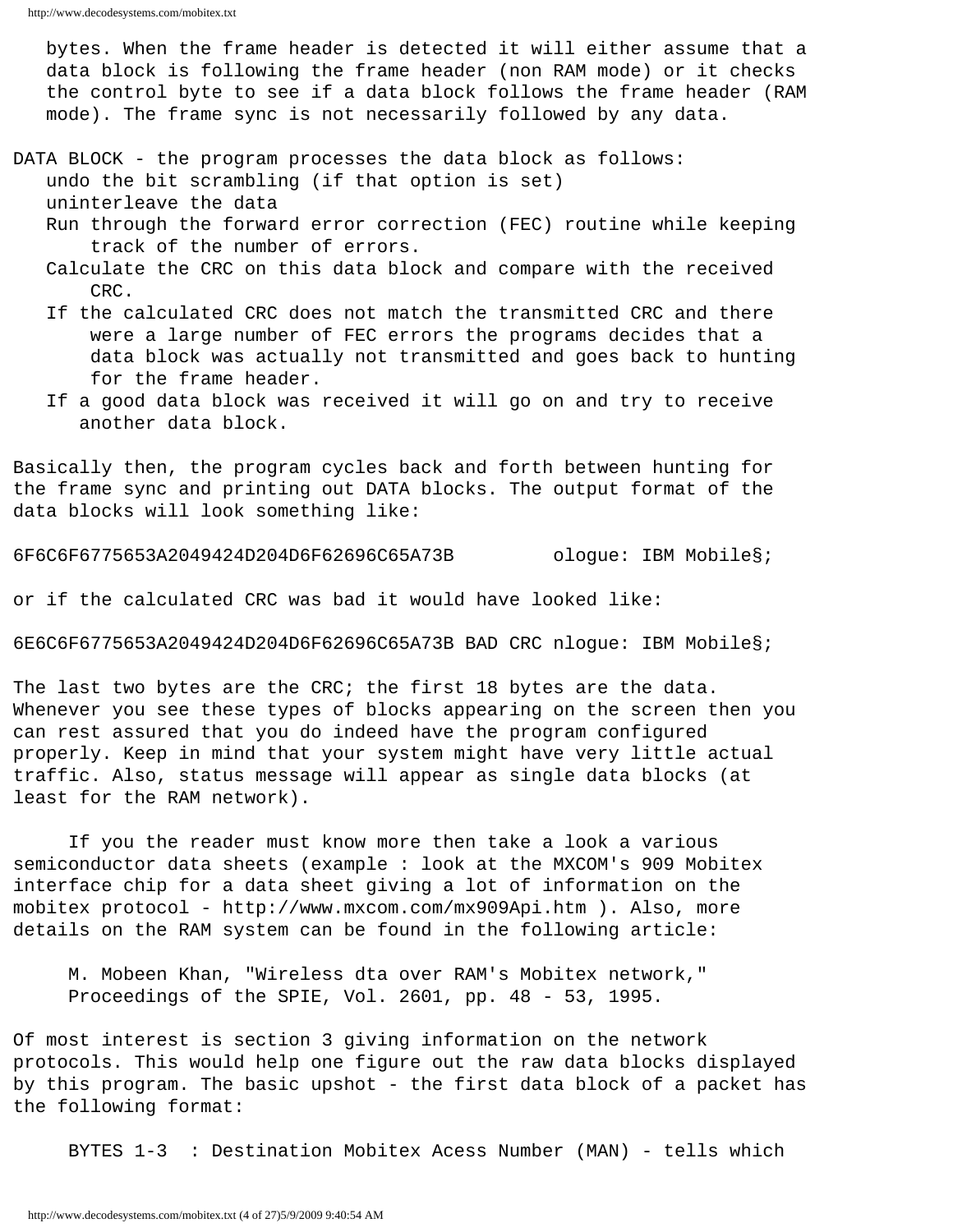bytes. When the frame header is detected it will either assume that a data block is following the frame header (non RAM mode) or it checks the control byte to see if a data block follows the frame header (RAM mode). The frame sync is not necessarily followed by any data.

DATA BLOCK - the program processes the data block as follows:
- undo the bit scrambling (if that option is set)
- uninterleave the data
- Run through the forward error correction (FEC) routine while keeping track of the number of errors.
- Calculate the CRC on this data block and compare with the received CRC.
- If the calculated CRC does not match the transmitted CRC and there were a large number of FEC errors the programs decides that a data block was actually not transmitted and goes back to hunting for the frame header.
- If a good data block was received it will go on and try to receive another data block.

Basically then, the program cycles back and forth between hunting for the frame sync and printing out DATA blocks. The output format of the data blocks will look something like:

```
6F6C6F6775653A2049424D204D6F62696C65A73B         ologue: IBM Mobile§;
```

or if the calculated CRC was bad it would have looked like:

```
6E6C6F6775653A2049424D204D6F62696C65A73B BAD CRC nlogue: IBM Mobile§;
```

The last two bytes are the CRC; the first 18 bytes are the data. Whenever you see these types of blocks appearing on the screen then you can rest assured that you do indeed have the program configured properly. Keep in mind that your system might have very little actual traffic. Also, status message will appear as single data blocks (at least for the RAM network).

If you the reader must know more then take a look a various semiconductor data sheets (example : look at the MXCOM's 909 Mobitex interface chip for a data sheet giving a lot of information on the mobitex protocol - http://www.mxcom.com/mx909Api.htm ). Also, more details on the RAM system can be found in the following article:

M. Mobeen Khan, "Wireless dta over RAM's Mobitex network," Proceedings of the SPIE, Vol. 2601, pp. 48 - 53, 1995.

Of most interest is section 3 giving information on the network protocols. This would help one figure out the raw data blocks displayed by this program. The basic upshot - the first data block of a packet has the following format:

BYTES 1-3 : Destination Mobitex Acess Number (MAN) - tells which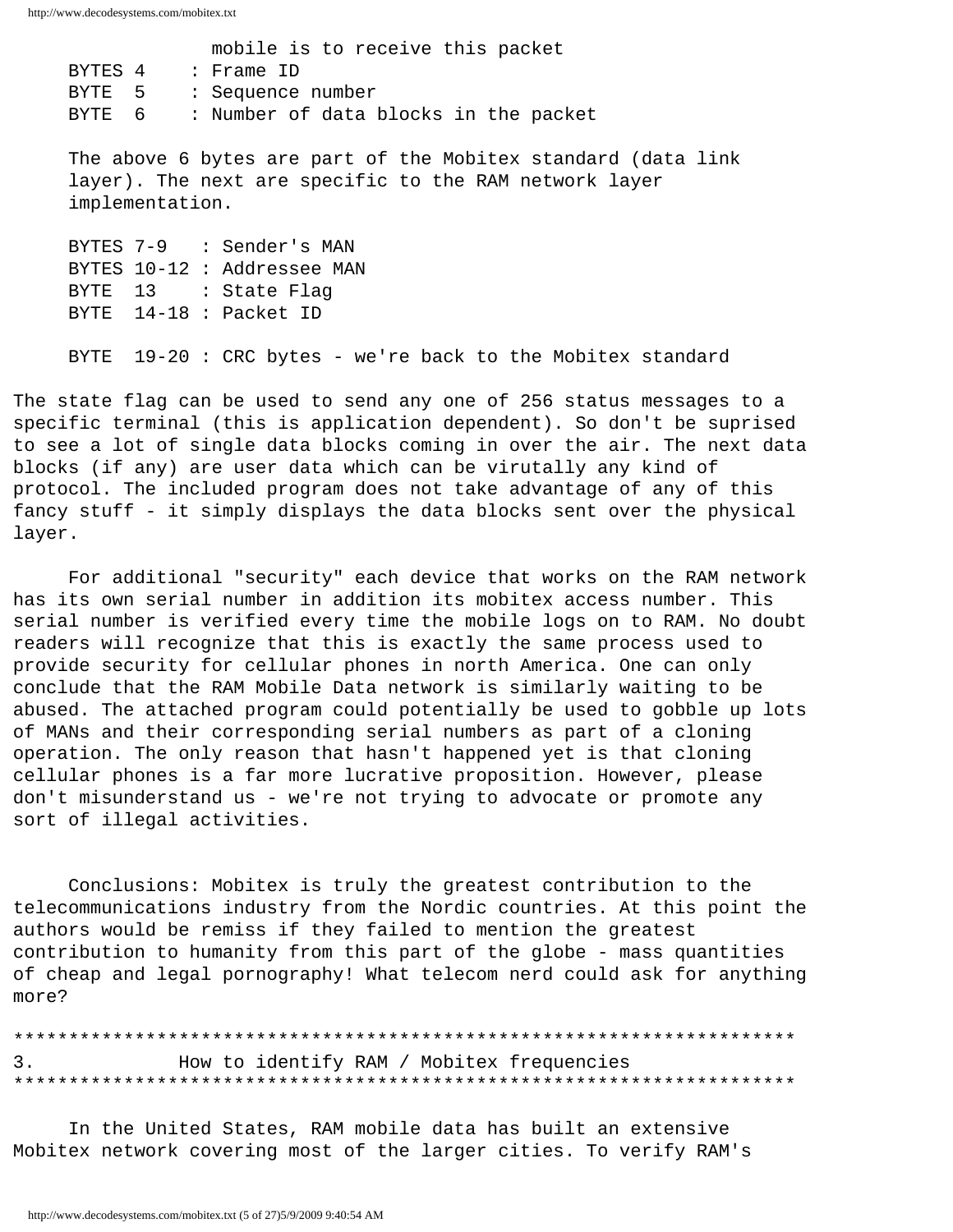mobile is to receive this packet
     BYTES 4    : Frame ID
     BYTE  5    : Sequence number
     BYTE  6    : Number of data blocks in the packet

     The above 6 bytes are part of the Mobitex standard (data link layer). The next are specific to the RAM network layer implementation.

```
     BYTES 7-9   : Sender's MAN
     BYTES 10-12 : Addressee MAN
     BYTE  13    : State Flag
     BYTE  14-18 : Packet ID

     BYTE  19-20 : CRC bytes - we're back to the Mobitex standard
```

The state flag can be used to send any one of 256 status messages to a specific terminal (this is application dependent). So don't be suprised to see a lot of single data blocks coming in over the air. The next data blocks (if any) are user data which can be virutally any kind of protocol. The included program does not take advantage of any of this fancy stuff - it simply displays the data blocks sent over the physical layer.

For additional "security" each device that works on the RAM network has its own serial number in addition its mobitex access number. This serial number is verified every time the mobile logs on to RAM. No doubt readers will recognize that this is exactly the same process used to provide security for cellular phones in north America. One can only conclude that the RAM Mobile Data network is similarly waiting to be abused. The attached program could potentially be used to gobble up lots of MANs and their corresponding serial numbers as part of a cloning operation. The only reason that hasn't happened yet is that cloning cellular phones is a far more lucrative proposition. However, please don't misunderstand us - we're not trying to advocate or promote any sort of illegal activities.

Conclusions: Mobitex is truly the greatest contribution to the telecommunications industry from the Nordic countries. At this point the authors would be remiss if they failed to mention the greatest contribution to humanity from this part of the globe - mass quantities of cheap and legal pornography! What telecom nerd could ask for anything more?

************************************************************************

3.              How to identify RAM / Mobitex frequencies

************************************************************************

In the United States, RAM mobile data has built an extensive Mobitex network covering most of the larger cities. To verify RAM's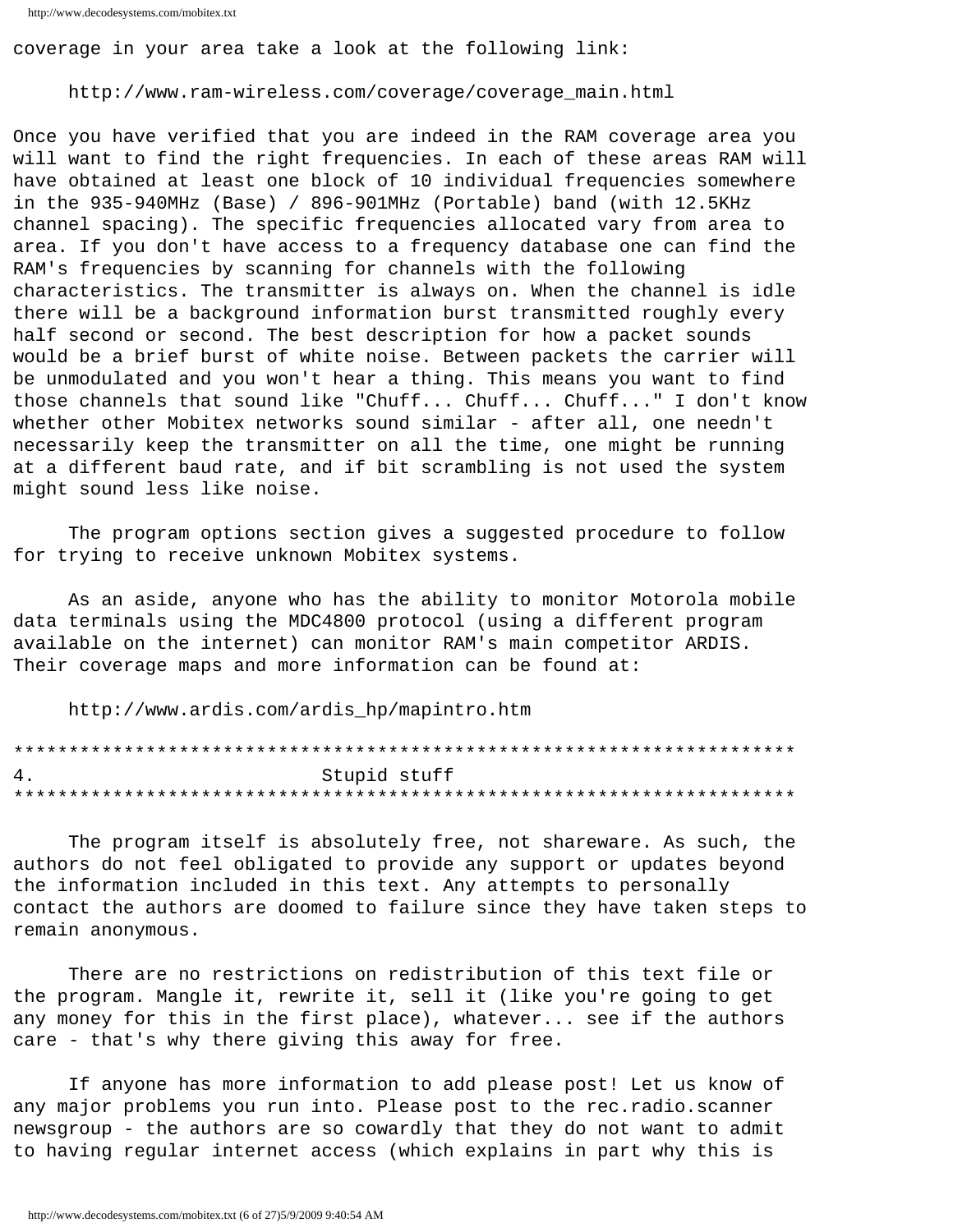coverage in your area take a look at the following link:

http://www.ram-wireless.com/coverage/coverage_main.html

Once you have verified that you are indeed in the RAM coverage area you will want to find the right frequencies. In each of these areas RAM will have obtained at least one block of 10 individual frequencies somewhere in the 935-940MHz (Base) / 896-901MHz (Portable) band (with 12.5KHz channel spacing). The specific frequencies allocated vary from area to area. If you don't have access to a frequency database one can find the RAM's frequencies by scanning for channels with the following characteristics. The transmitter is always on. When the channel is idle there will be a background information burst transmitted roughly every half second or second. The best description for how a packet sounds would be a brief burst of white noise. Between packets the carrier will be unmodulated and you won't hear a thing. This means you want to find those channels that sound like "Chuff... Chuff... Chuff..." I don't know whether other Mobitex networks sound similar - after all, one needn't necessarily keep the transmitter on all the time, one might be running at a different baud rate, and if bit scrambling is not used the system might sound less like noise.

The program options section gives a suggested procedure to follow for trying to receive unknown Mobitex systems.

As an aside, anyone who has the ability to monitor Motorola mobile data terminals using the MDC4800 protocol (using a different program available on the internet) can monitor RAM's main competitor ARDIS. Their coverage maps and more information can be found at:

http://www.ardis.com/ardis_hp/mapintro.htm

```
************************************************************************
4.                          Stupid stuff
************************************************************************
```

The program itself is absolutely free, not shareware. As such, the authors do not feel obligated to provide any support or updates beyond the information included in this text. Any attempts to personally contact the authors are doomed to failure since they have taken steps to remain anonymous.

There are no restrictions on redistribution of this text file or the program. Mangle it, rewrite it, sell it (like you're going to get any money for this in the first place), whatever... see if the authors care - that's why there giving this away for free.

If anyone has more information to add please post! Let us know of any major problems you run into. Please post to the rec.radio.scanner newsgroup - the authors are so cowardly that they do not want to admit to having regular internet access (which explains in part why this is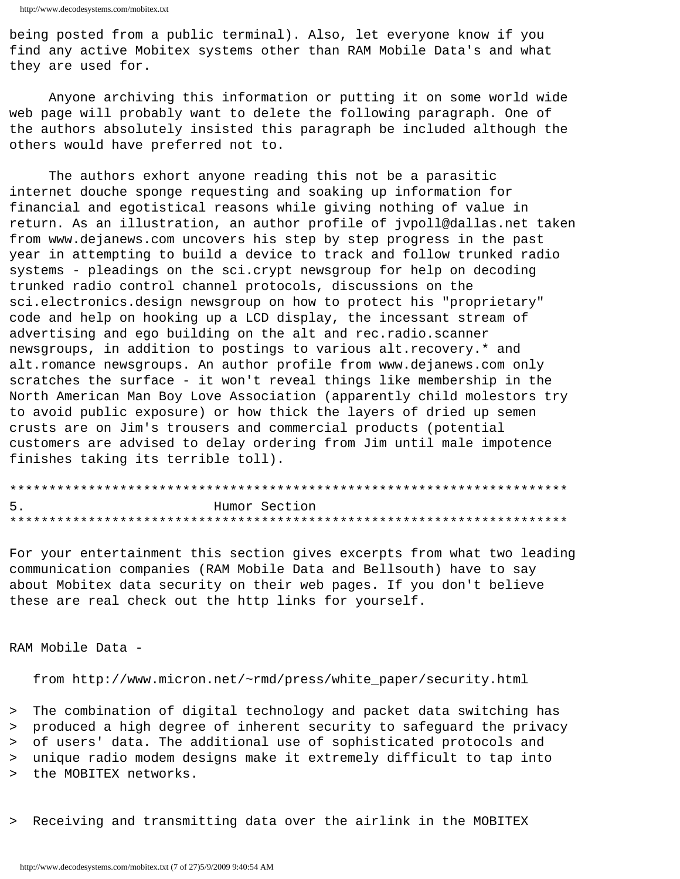being posted from a public terminal). Also, let everyone know if you find any active Mobitex systems other than RAM Mobile Data's and what they are used for.

Anyone archiving this information or putting it on some world wide web page will probably want to delete the following paragraph. One of the authors absolutely insisted this paragraph be included although the others would have preferred not to.

The authors exhort anyone reading this not be a parasitic internet douche sponge requesting and soaking up information for financial and egotistical reasons while giving nothing of value in return. As an illustration, an author profile of jvpoll@dallas.net taken from www.dejanews.com uncovers his step by step progress in the past year in attempting to build a device to track and follow trunked radio systems - pleadings on the sci.crypt newsgroup for help on decoding trunked radio control channel protocols, discussions on the sci.electronics.design newsgroup on how to protect his "proprietary" code and help on hooking up a LCD display, the incessant stream of advertising and ego building on the alt and rec.radio.scanner newsgroups, in addition to postings to various alt.recovery.* and alt.romance newsgroups. An author profile from www.dejanews.com only scratches the surface - it won't reveal things like membership in the North American Man Boy Love Association (apparently child molestors try to avoid public exposure) or how thick the layers of dried up semen crusts are on Jim's trousers and commercial products (potential customers are advised to delay ordering from Jim until male impotence finishes taking its terrible toll).

## 5. Humor Section

For your entertainment this section gives excerpts from what two leading communication companies (RAM Mobile Data and Bellsouth) have to say about Mobitex data security on their web pages. If you don't believe these are real check out the http links for yourself.

RAM Mobile Data -

from http://www.micron.net/~rmd/press/white_paper/security.html

> The combination of digital technology and packet data switching has
> produced a high degree of inherent security to safeguard the privacy
> of users' data. The additional use of sophisticated protocols and
> unique radio modem designs make it extremely difficult to tap into
> the MOBITEX networks.

> Receiving and transmitting data over the airlink in the MOBITEX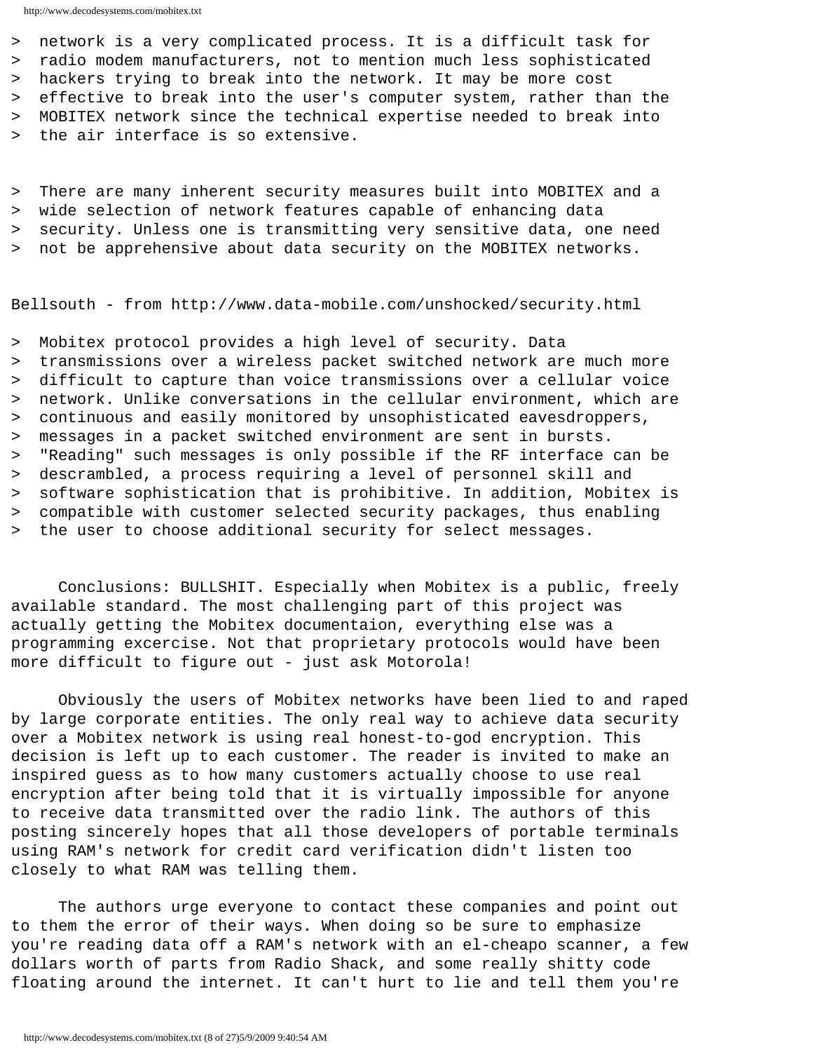> network is a very complicated process. It is a difficult task for
> radio modem manufacturers, not to mention much less sophisticated
> hackers trying to break into the network. It may be more cost
> effective to break into the user's computer system, rather than the
> MOBITEX network since the technical expertise needed to break into
> the air interface is so extensive.

> There are many inherent security measures built into MOBITEX and a
> wide selection of network features capable of enhancing data
> security. Unless one is transmitting very sensitive data, one need
> not be apprehensive about data security on the MOBITEX networks.

Bellsouth - from http://www.data-mobile.com/unshocked/security.html

> Mobitex protocol provides a high level of security. Data
> transmissions over a wireless packet switched network are much more
> difficult to capture than voice transmissions over a cellular voice
> network. Unlike conversations in the cellular environment, which are
> continuous and easily monitored by unsophisticated eavesdroppers,
> messages in a packet switched environment are sent in bursts.
> "Reading" such messages is only possible if the RF interface can be
> descrambled, a process requiring a level of personnel skill and
> software sophistication that is prohibitive. In addition, Mobitex is
> compatible with customer selected security packages, thus enabling
> the user to choose additional security for select messages.

Conclusions: BULLSHIT. Especially when Mobitex is a public, freely available standard. The most challenging part of this project was actually getting the Mobitex documentaion, everything else was a programming excercise. Not that proprietary protocols would have been more difficult to figure out - just ask Motorola!

Obviously the users of Mobitex networks have been lied to and raped by large corporate entities. The only real way to achieve data security over a Mobitex network is using real honest-to-god encryption. This decision is left up to each customer. The reader is invited to make an inspired guess as to how many customers actually choose to use real encryption after being told that it is virtually impossible for anyone to receive data transmitted over the radio link. The authors of this posting sincerely hopes that all those developers of portable terminals using RAM's network for credit card verification didn't listen too closely to what RAM was telling them.

The authors urge everyone to contact these companies and point out to them the error of their ways. When doing so be sure to emphasize you're reading data off a RAM's network with an el-cheapo scanner, a few dollars worth of parts from Radio Shack, and some really shitty code floating around the internet. It can't hurt to lie and tell them you're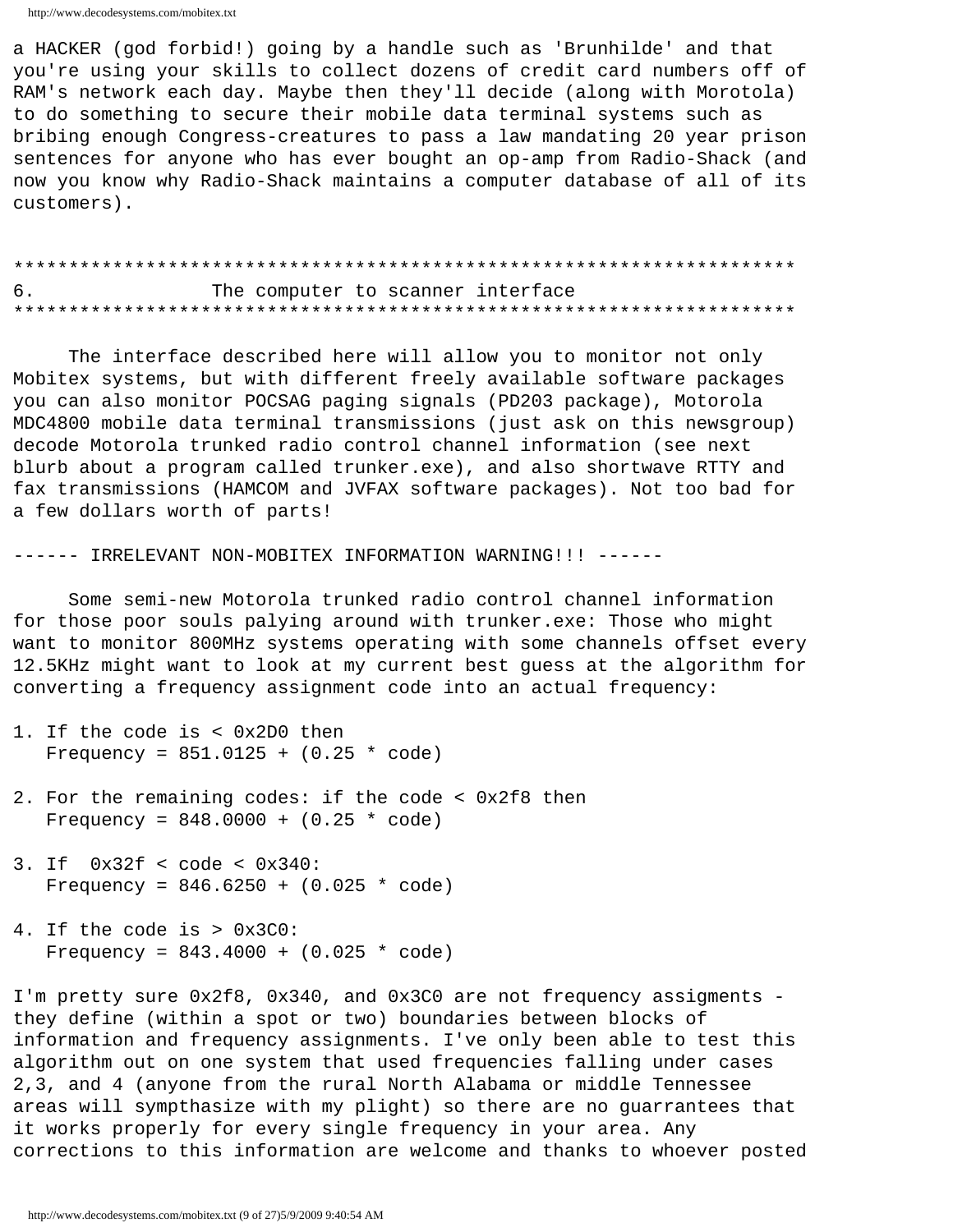a HACKER (god forbid!) going by a handle such as 'Brunhilde' and that you're using your skills to collect dozens of credit card numbers off of RAM's network each day. Maybe then they'll decide (along with Morotola) to do something to secure their mobile data terminal systems such as bribing enough Congress-creatures to pass a law mandating 20 year prison sentences for anyone who has ever bought an op-amp from Radio-Shack (and now you know why Radio-Shack maintains a computer database of all of its customers).

```
*************************************************************************
6.                The computer to scanner interface
*************************************************************************
```

## 6. The computer to scanner interface

The interface described here will allow you to monitor not only Mobitex systems, but with different freely available software packages you can also monitor POCSAG paging signals (PD203 package), Motorola MDC4800 mobile data terminal transmissions (just ask on this newsgroup) decode Motorola trunked radio control channel information (see next blurb about a program called trunker.exe), and also shortwave RTTY and fax transmissions (HAMCOM and JVFAX software packages). Not too bad for a few dollars worth of parts!

------ IRRELEVANT NON-MOBITEX INFORMATION WARNING!!! ------

Some semi-new Motorola trunked radio control channel information for those poor souls palying around with trunker.exe: Those who might want to monitor 800MHz systems operating with some channels offset every 12.5KHz might want to look at my current best guess at the algorithm for converting a frequency assignment code into an actual frequency:

```
1. If the code is < 0x2D0 then
   Frequency = 851.0125 + (0.25 * code)

2. For the remaining codes: if the code < 0x2f8 then
   Frequency = 848.0000 + (0.25 * code)

3. If  0x32f < code < 0x340:
   Frequency = 846.6250 + (0.025 * code)

4. If the code is > 0x3C0:
   Frequency = 843.4000 + (0.025 * code)
```

I'm pretty sure 0x2f8, 0x340, and 0x3C0 are not frequency assigments - they define (within a spot or two) boundaries between blocks of information and frequency assignments. I've only been able to test this algorithm out on one system that used frequencies falling under cases 2,3, and 4 (anyone from the rural North Alabama or middle Tennessee areas will sympthasize with my plight) so there are no guarrantees that it works properly for every single frequency in your area. Any corrections to this information are welcome and thanks to whoever posted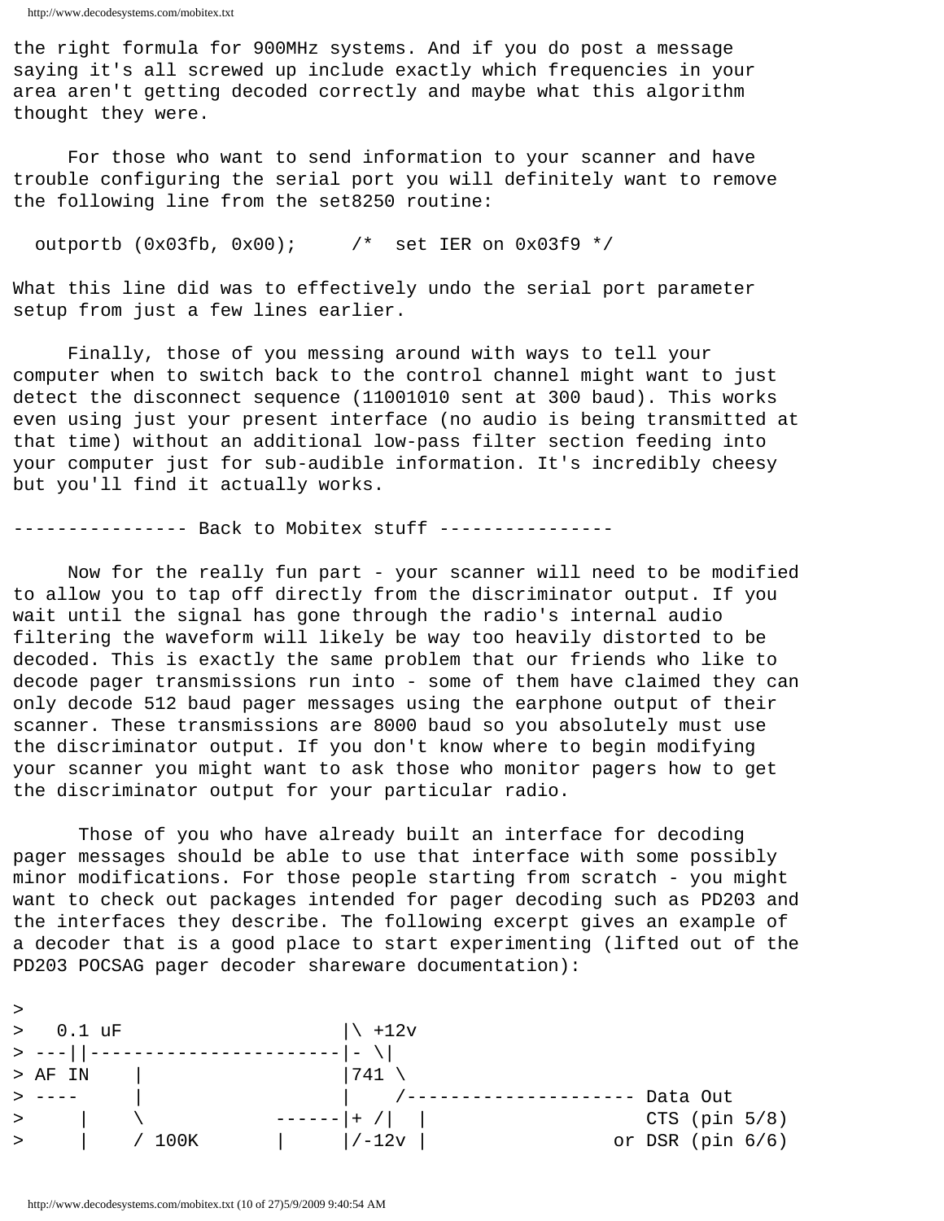the right formula for 900MHz systems. And if you do post a message saying it's all screwed up include exactly which frequencies in your area aren't getting decoded correctly and maybe what this algorithm thought they were.

For those who want to send information to your scanner and have trouble configuring the serial port you will definitely want to remove the following line from the set8250 routine:

```
  outportb (0x03fb, 0x00);     /*  set IER on 0x03f9 */
```

What this line did was to effectively undo the serial port parameter setup from just a few lines earlier.

Finally, those of you messing around with ways to tell your computer when to switch back to the control channel might want to just detect the disconnect sequence (11001010 sent at 300 baud). This works even using just your present interface (no audio is being transmitted at that time) without an additional low-pass filter section feeding into your computer just for sub-audible information. It's incredibly cheesy but you'll find it actually works.

---------------- Back to Mobitex stuff ----------------

Now for the really fun part - your scanner will need to be modified to allow you to tap off directly from the discriminator output. If you wait until the signal has gone through the radio's internal audio filtering the waveform will likely be way too heavily distorted to be decoded. This is exactly the same problem that our friends who like to decode pager transmissions run into - some of them have claimed they can only decode 512 baud pager messages using the earphone output of their scanner. These transmissions are 8000 baud so you absolutely must use the discriminator output. If you don't know where to begin modifying your scanner you might want to ask those who monitor pagers how to get the discriminator output for your particular radio.

Those of you who have already built an interface for decoding pager messages should be able to use that interface with some possibly minor modifications. For those people starting from scratch - you might want to check out packages intended for pager decoding such as PD203 and the interfaces they describe. The following excerpt gives an example of a decoder that is a good place to start experimenting (lifted out of the PD203 POCSAG pager decoder shareware documentation):

```
>
>   0.1 uF                    |\ +12v
> ---||-----------------------|- \|
> AF IN    |                  |741 \
> ----     |                  |    /--------------------- Data Out
>     |    \           ------|+ /|  |                   CTS (pin 5/8)
>     |    / 100K       |     |/-12v |                or DSR (pin 6/6)
```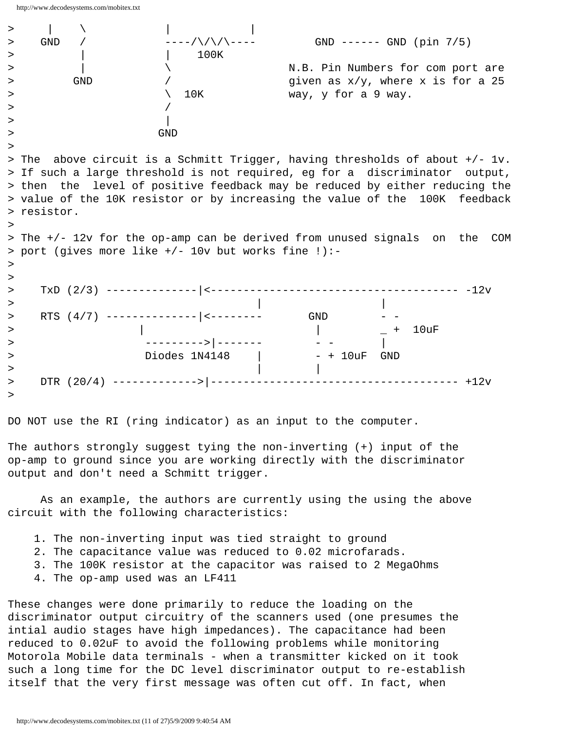```
>     |    \            |            |
>    GND   /            ----/\/\/\----         GND ------ GND (pin 7/5)
>         |            |    100K
>         |            \                 N.B. Pin Numbers for com port are
>        GND           /                 given as x/y, where x is for a 25
>                      \  10K            way, y for a 9 way.
>                      /
>                      |
>                     GND
>
> The  above circuit is a Schmitt Trigger, having thresholds of about +/- 1v.
> If such a large threshold is not required, eg for a  discriminator  output,
> then  the  level of positive feedback may be reduced by either reducing the
> value of the 10K resistor or by increasing the value of the  100K  feedback
> resistor.
>
> The +/- 12v for the op-amp can be derived from unused signals  on  the  COM
> port (gives more like +/- 10v but works fine !):-
>
>
>    TxD (2/3) --------------|<-------------------------------------- -12v
>                                    |                   |
>    RTS (4/7) --------------|<--------       GND        - -
>                  |                           |         _ +  10uF
>                   --------->|-------        - -        |
>                   Diodes 1N4148    |        - + 10uF  GND
>                                    |        |
>    DTR (20/4) ------------->|-------------------------------------- +12v
>
```

DO NOT use the RI (ring indicator) as an input to the computer.

The authors strongly suggest tying the non-inverting (+) input of the op-amp to ground since you are working directly with the discriminator output and don't need a Schmitt trigger.

As an example, the authors are currently using the using the above circuit with the following characteristics:

1. The non-inverting input was tied straight to ground
2. The capacitance value was reduced to 0.02 microfarads.
3. The 100K resistor at the capacitor was raised to 2 MegaOhms
4. The op-amp used was an LF411

These changes were done primarily to reduce the loading on the discriminator output circuitry of the scanners used (one presumes the intial audio stages have high impedances). The capacitance had been reduced to 0.02uF to avoid the following problems while monitoring Motorola Mobile data terminals - when a transmitter kicked on it took such a long time for the DC level discriminator output to re-establish itself that the very first message was often cut off. In fact, when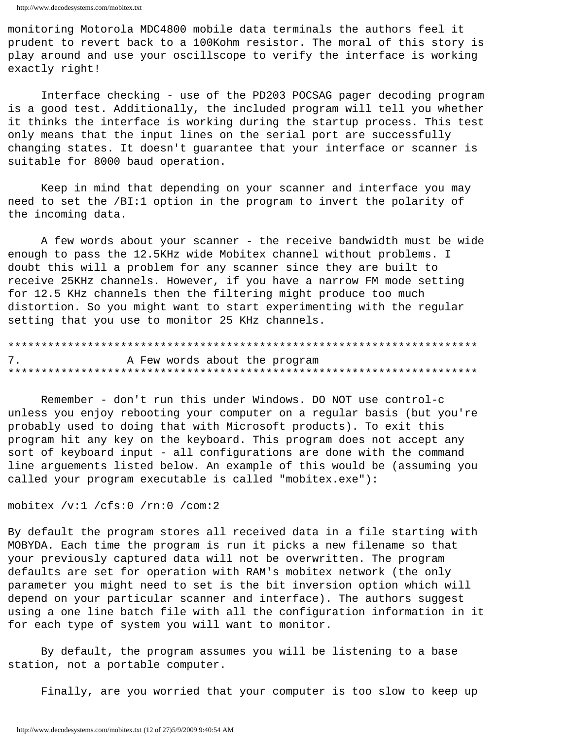monitoring Motorola MDC4800 mobile data terminals the authors feel it prudent to revert back to a 100Kohm resistor. The moral of this story is play around and use your oscillscope to verify the interface is working exactly right!

Interface checking - use of the PD203 POCSAG pager decoding program is a good test. Additionally, the included program will tell you whether it thinks the interface is working during the startup process. This test only means that the input lines on the serial port are successfully changing states. It doesn't guarantee that your interface or scanner is suitable for 8000 baud operation.

Keep in mind that depending on your scanner and interface you may need to set the /BI:1 option in the program to invert the polarity of the incoming data.

A few words about your scanner - the receive bandwidth must be wide enough to pass the 12.5KHz wide Mobitex channel without problems. I doubt this will a problem for any scanner since they are built to receive 25KHz channels. However, if you have a narrow FM mode setting for 12.5 KHz channels then the filtering might produce too much distortion. So you might want to start experimenting with the regular setting that you use to monitor 25 KHz channels.

## 7. A Few words about the program

Remember - don't run this under Windows. DO NOT use control-c unless you enjoy rebooting your computer on a regular basis (but you're probably used to doing that with Microsoft products). To exit this program hit any key on the keyboard. This program does not accept any sort of keyboard input - all configurations are done with the command line arguements listed below. An example of this would be (assuming you called your program executable is called "mobitex.exe"):

```
mobitex /v:1 /cfs:0 /rn:0 /com:2
```

By default the program stores all received data in a file starting with MOBYDA. Each time the program is run it picks a new filename so that your previously captured data will not be overwritten. The program defaults are set for operation with RAM's mobitex network (the only parameter you might need to set is the bit inversion option which will depend on your particular scanner and interface). The authors suggest using a one line batch file with all the configuration information in it for each type of system you will want to monitor.

By default, the program assumes you will be listening to a base station, not a portable computer.

Finally, are you worried that your computer is too slow to keep up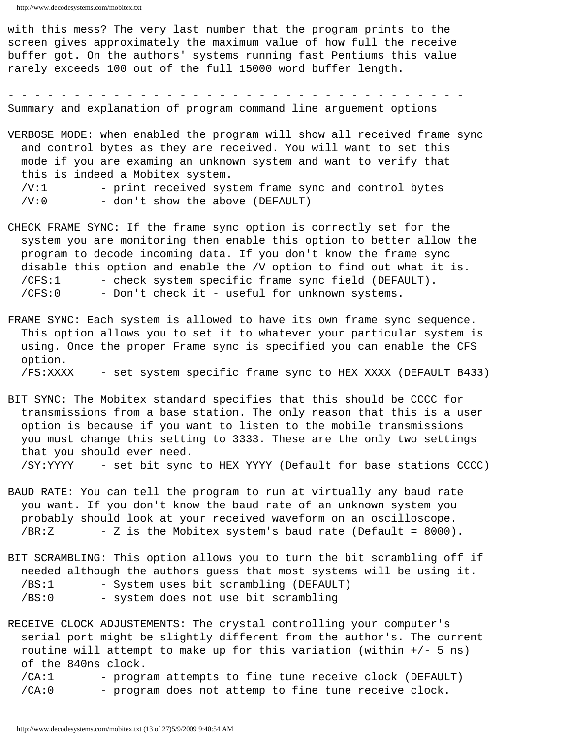with this mess? The very last number that the program prints to the screen gives approximately the maximum value of how full the receive buffer got. On the authors' systems running fast Pentiums this value rarely exceeds 100 out of the full 15000 word buffer length.

- - - - - - - - - - - - - - - - - - - - - - - - - - - - - - - - - - - - -

Summary and explanation of program command line arguement options

VERBOSE MODE: when enabled the program will show all received frame sync and control bytes as they are received. You will want to set this mode if you are examing an unknown system and want to verify that this is indeed a Mobitex system.

```
/V:1        - print received system frame sync and control bytes
/V:0        - don't show the above (DEFAULT)
```

CHECK FRAME SYNC: If the frame sync option is correctly set for the system you are monitoring then enable this option to better allow the program to decode incoming data. If you don't know the frame sync disable this option and enable the /V option to find out what it is.

```
/CFS:1      - check system specific frame sync field (DEFAULT).
/CFS:0      - Don't check it - useful for unknown systems.
```

FRAME SYNC: Each system is allowed to have its own frame sync sequence. This option allows you to set it to whatever your particular system is using. Once the proper Frame sync is specified you can enable the CFS option.

```
/FS:XXXX    - set system specific frame sync to HEX XXXX (DEFAULT B433)
```

BIT SYNC: The Mobitex standard specifies that this should be CCCC for transmissions from a base station. The only reason that this is a user option is because if you want to listen to the mobile transmissions you must change this setting to 3333. These are the only two settings that you should ever need.

```
/SY:YYYY    - set bit sync to HEX YYYY (Default for base stations CCCC)
```

BAUD RATE: You can tell the program to run at virtually any baud rate you want. If you don't know the baud rate of an unknown system you probably should look at your received waveform on an oscilloscope.

```
/BR:Z       - Z is the Mobitex system's baud rate (Default = 8000).
```

BIT SCRAMBLING: This option allows you to turn the bit scrambling off if needed although the authors guess that most systems will be using it.

```
/BS:1       - System uses bit scrambling (DEFAULT)
/BS:0       - system does not use bit scrambling
```

RECEIVE CLOCK ADJUSTEMENTS: The crystal controlling your computer's serial port might be slightly different from the author's. The current routine will attempt to make up for this variation (within +/- 5 ns) of the 840ns clock.

```
/CA:1       - program attempts to fine tune receive clock (DEFAULT)
/CA:0       - program does not attemp to fine tune receive clock.
```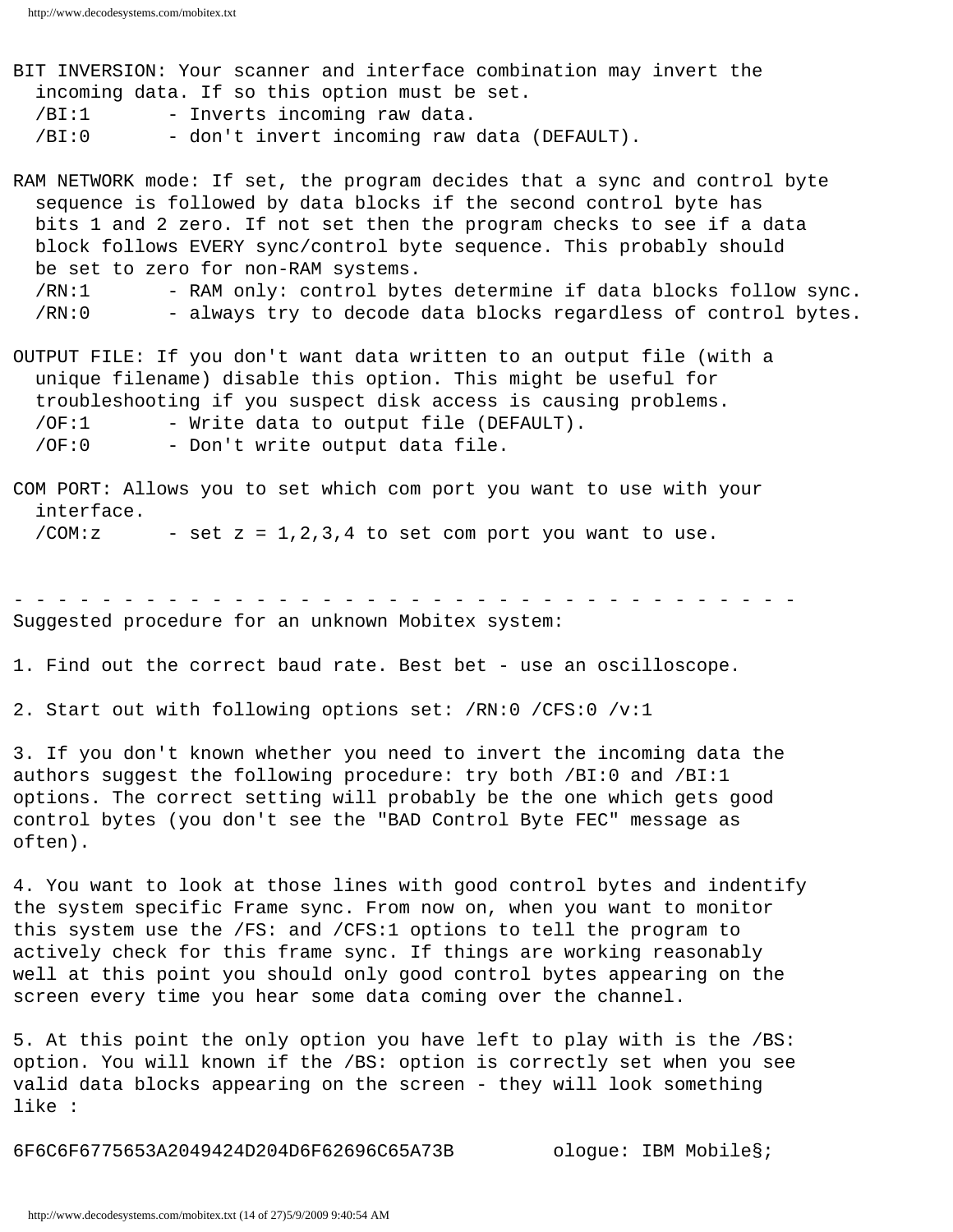BIT INVERSION: Your scanner and interface combination may invert the incoming data. If so this option must be set.

```
  /BI:1       - Inverts incoming raw data.
  /BI:0       - don't invert incoming raw data (DEFAULT).
```

RAM NETWORK mode: If set, the program decides that a sync and control byte sequence is followed by data blocks if the second control byte has bits 1 and 2 zero. If not set then the program checks to see if a data block follows EVERY sync/control byte sequence. This probably should be set to zero for non-RAM systems.

```
  /RN:1       - RAM only: control bytes determine if data blocks follow sync.
  /RN:0       - always try to decode data blocks regardless of control bytes.
```

OUTPUT FILE: If you don't want data written to an output file (with a unique filename) disable this option. This might be useful for troubleshooting if you suspect disk access is causing problems.

```
  /OF:1       - Write data to output file (DEFAULT).
  /OF:0       - Don't write output data file.
```

COM PORT: Allows you to set which com port you want to use with your interface.

```
  /COM:z      - set z = 1,2,3,4 to set com port you want to use.
```

- - - - - - - - - - - - - - - - - - - - - - - - - - - - - - - - - - - - -

Suggested procedure for an unknown Mobitex system:

1. Find out the correct baud rate. Best bet - use an oscilloscope.

2. Start out with following options set: /RN:0 /CFS:0 /v:1

3. If you don't known whether you need to invert the incoming data the authors suggest the following procedure: try both /BI:0 and /BI:1 options. The correct setting will probably be the one which gets good control bytes (you don't see the "BAD Control Byte FEC" message as often).

4. You want to look at those lines with good control bytes and indentify the system specific Frame sync. From now on, when you want to monitor this system use the /FS: and /CFS:1 options to tell the program to actively check for this frame sync. If things are working reasonably well at this point you should only good control bytes appearing on the screen every time you hear some data coming over the channel.

5. At this point the only option you have left to play with is the /BS: option. You will known if the /BS: option is correctly set when you see valid data blocks appearing on the screen - they will look something like :

```
6F6C6F6775653A2049424D204D6F62696C65A73B         ologue: IBM Mobile§;
```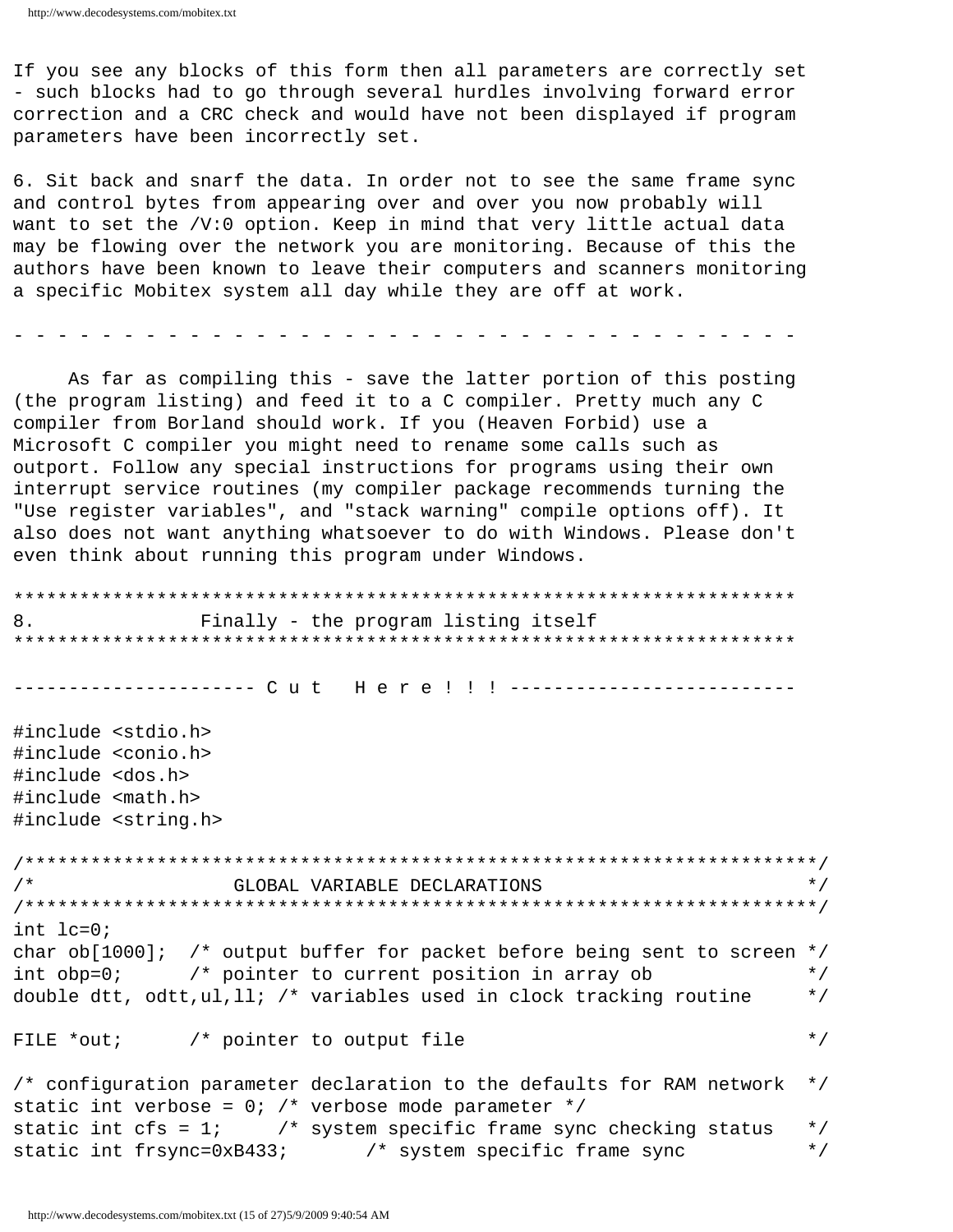If you see any blocks of this form then all parameters are correctly set - such blocks had to go through several hurdles involving forward error correction and a CRC check and would have not been displayed if program parameters have been incorrectly set.

6. Sit back and snarf the data. In order not to see the same frame sync and control bytes from appearing over and over you now probably will want to set the /V:0 option. Keep in mind that very little actual data may be flowing over the network you are monitoring. Because of this the authors have been known to leave their computers and scanners monitoring a specific Mobitex system all day while they are off at work.

- - - - - - - - - - - - - - - - - - - - - - - - - - - - - - - - - - - -

As far as compiling this - save the latter portion of this posting (the program listing) and feed it to a C compiler. Pretty much any C compiler from Borland should work. If you (Heaven Forbid) use a Microsoft C compiler you might need to rename some calls such as outport. Follow any special instructions for programs using their own interrupt service routines (my compiler package recommends turning the "Use register variables", and "stack warning" compile options off). It also does not want anything whatsoever to do with Windows. Please don't even think about running this program under Windows.

************************************************************************

## 8.              Finally - the program listing itself

************************************************************************

---------------------- C u t   H e r e ! ! ! --------------------------

```
#include <stdio.h>
#include <conio.h>
#include <dos.h>
#include <math.h>
#include <string.h>

/*************************************************************************/
/*                   GLOBAL VARIABLE DECLARATIONS                        */
/*************************************************************************/
int lc=0;
char ob[1000];  /* output buffer for packet before being sent to screen */
int obp=0;      /* pointer to current position in array ob              */
double dtt, odtt,ul,ll; /* variables used in clock tracking routine     */

FILE *out;      /* pointer to output file                               */

/* configuration parameter declaration to the defaults for RAM network  */
static int verbose = 0; /* verbose mode parameter */
static int cfs = 1;     /* system specific frame sync checking status   */
static int frsync=0xB433;       /* system specific frame sync           */
```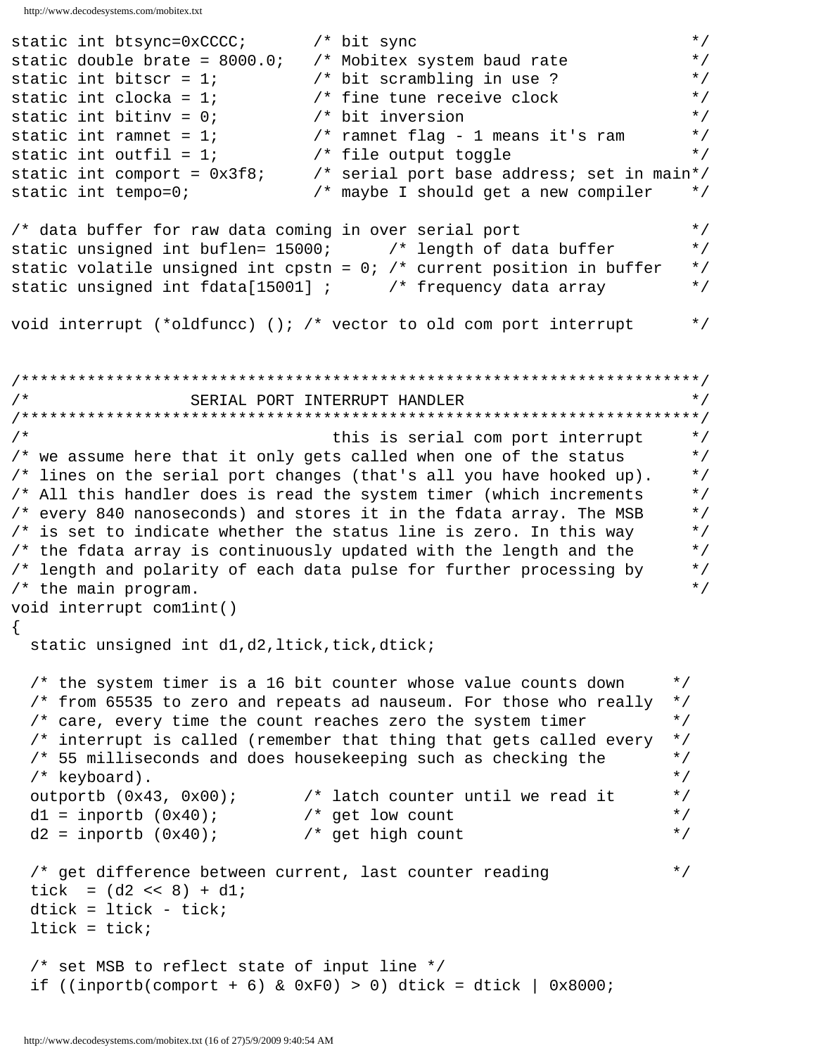```
static int btsync=0xCCCC;       /* bit sync                              */
static double brate = 8000.0;   /* Mobitex system baud rate              */
static int bitscr = 1;          /* bit scrambling in use ?               */
static int clocka = 1;          /* fine tune receive clock               */
static int bitinv = 0;          /* bit inversion                         */
static int ramnet = 1;          /* ramnet flag - 1 means it's ram        */
static int outfil = 1;          /* file output toggle                    */
static int comport = 0x3f8;     /* serial port base address; set in main*/
static int tempo=0;             /* maybe I should get a new compiler     */

/* data buffer for raw data coming in over serial port                  */
static unsigned int buflen= 15000;      /* length of data buffer        */
static volatile unsigned int cpstn = 0; /* current position in buffer   */
static unsigned int fdata[15001] ;      /* frequency data array         */

void interrupt (*oldfuncc) (); /* vector to old com port interrupt      */


/************************************************************************/
/*                 SERIAL PORT INTERRUPT HANDLER                        */
/************************************************************************/
/*                                  this is serial com port interrupt   */
/* we assume here that it only gets called when one of the status       */
/* lines on the serial port changes (that's all you have hooked up).    */
/* All this handler does is read the system timer (which increments     */
/* every 840 nanoseconds) and stores it in the fdata array. The MSB     */
/* is set to indicate whether the status line is zero. In this way      */
/* the fdata array is continuously updated with the length and the      */
/* length and polarity of each data pulse for further processing by     */
/* the main program.                                                    */
void interrupt com1int()
{
  static unsigned int d1,d2,ltick,tick,dtick;

  /* the system timer is a 16 bit counter whose value counts down     */
  /* from 65535 to zero and repeats ad nauseum. For those who really  */
  /* care, every time the count reaches zero the system timer         */
  /* interrupt is called (remember that thing that gets called every  */
  /* 55 milliseconds and does housekeeping such as checking the       */
  /* keyboard).                                                       */
  outportb (0x43, 0x00);       /* latch counter until we read it      */
  d1 = inportb (0x40);         /* get low count                       */
  d2 = inportb (0x40);         /* get high count                      */

  /* get difference between current, last counter reading             */
  tick  = (d2 << 8) + d1;
  dtick = ltick - tick;
  ltick = tick;

  /* set MSB to reflect state of input line */
  if ((inportb(comport + 6) & 0xF0) > 0) dtick = dtick | 0x8000;
```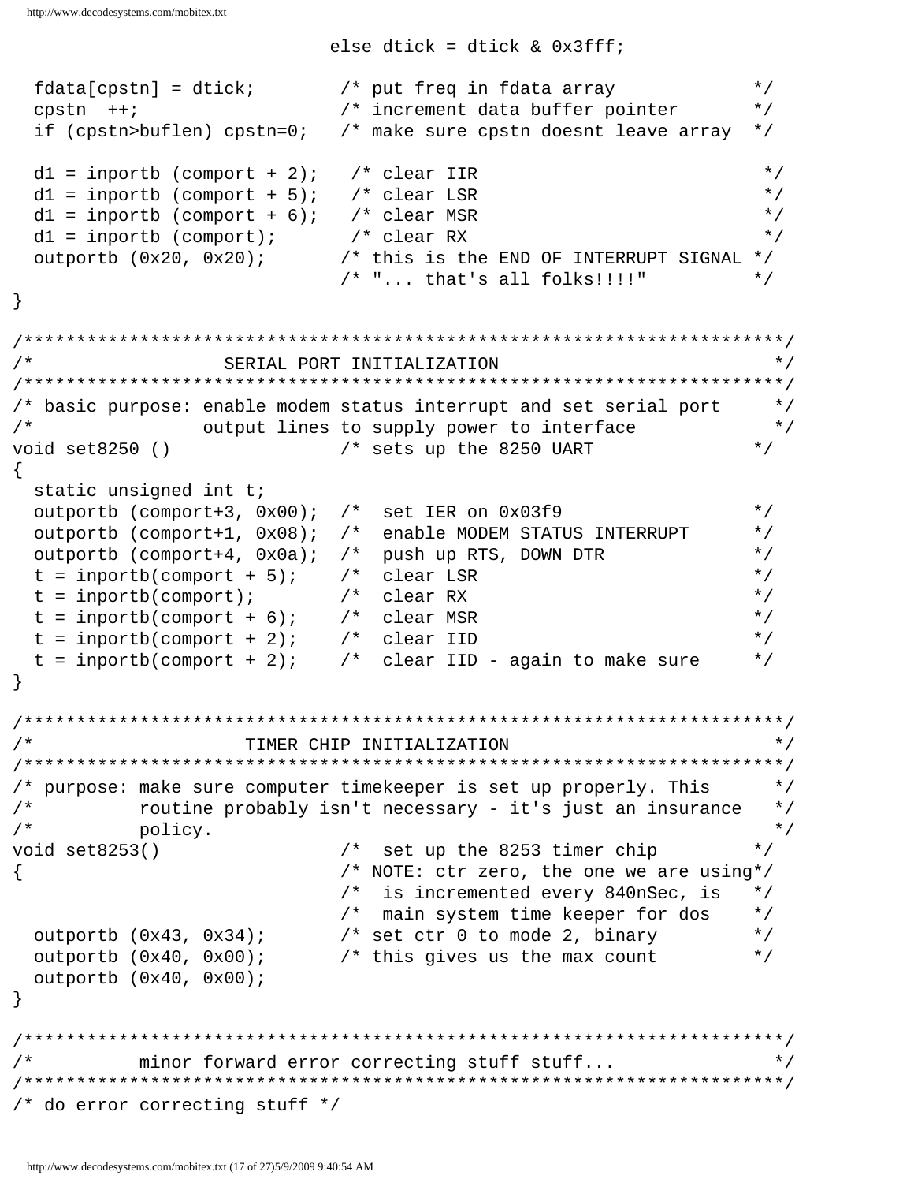```
                              else dtick = dtick & 0x3fff;

  fdata[cpstn] = dtick;        /* put freq in fdata array             */
  cpstn  ++;                   /* increment data buffer pointer       */
  if (cpstn>buflen) cpstn=0;   /* make sure cpstn doesnt leave array  */

  d1 = inportb (comport + 2);   /* clear IIR                           */
  d1 = inportb (comport + 5);   /* clear LSR                           */
  d1 = inportb (comport + 6);   /* clear MSR                           */
  d1 = inportb (comport);       /* clear RX                            */
  outportb (0x20, 0x20);       /* this is the END OF INTERRUPT SIGNAL */
                               /* "... that's all folks!!!!"          */
}

/**********************************************************************/
/*                   SERIAL PORT INITIALIZATION                       */
/**********************************************************************/
/* basic purpose: enable modem status interrupt and set serial port    */
/*               output lines to supply power to interface             */
void set8250 ()                /* sets up the 8250 UART              */
{
  static unsigned int t;
  outportb (comport+3, 0x00);  /*  set IER on 0x03f9                  */
  outportb (comport+1, 0x08);  /*  enable MODEM STATUS INTERRUPT      */
  outportb (comport+4, 0x0a);  /*  push up RTS, DOWN DTR              */
  t = inportb(comport + 5);    /*  clear LSR                          */
  t = inportb(comport);        /*  clear RX                           */
  t = inportb(comport + 6);    /*  clear MSR                          */
  t = inportb(comport + 2);    /*  clear IID                          */
  t = inportb(comport + 2);    /*  clear IID - again to make sure     */
}

/**********************************************************************/
/*                    TIMER CHIP INITIALIZATION                       */
/**********************************************************************/
/* purpose: make sure computer timekeeper is set up properly. This     */
/*         routine probably isn't necessary - it's just an insurance   */
/*         policy.                                                     */
void set8253()                 /*  set up the 8253 timer chip         */
{                              /* NOTE: ctr zero, the one we are using*/
                               /*  is incremented every 840nSec, is   */
                               /*  main system time keeper for dos    */
  outportb (0x43, 0x34);       /* set ctr 0 to mode 2, binary         */
  outportb (0x40, 0x00);       /* this gives us the max count         */
  outportb (0x40, 0x00);
}

/**********************************************************************/
/*          minor forward error correcting stuff stuff...             */
/**********************************************************************/
/* do error correcting stuff */
```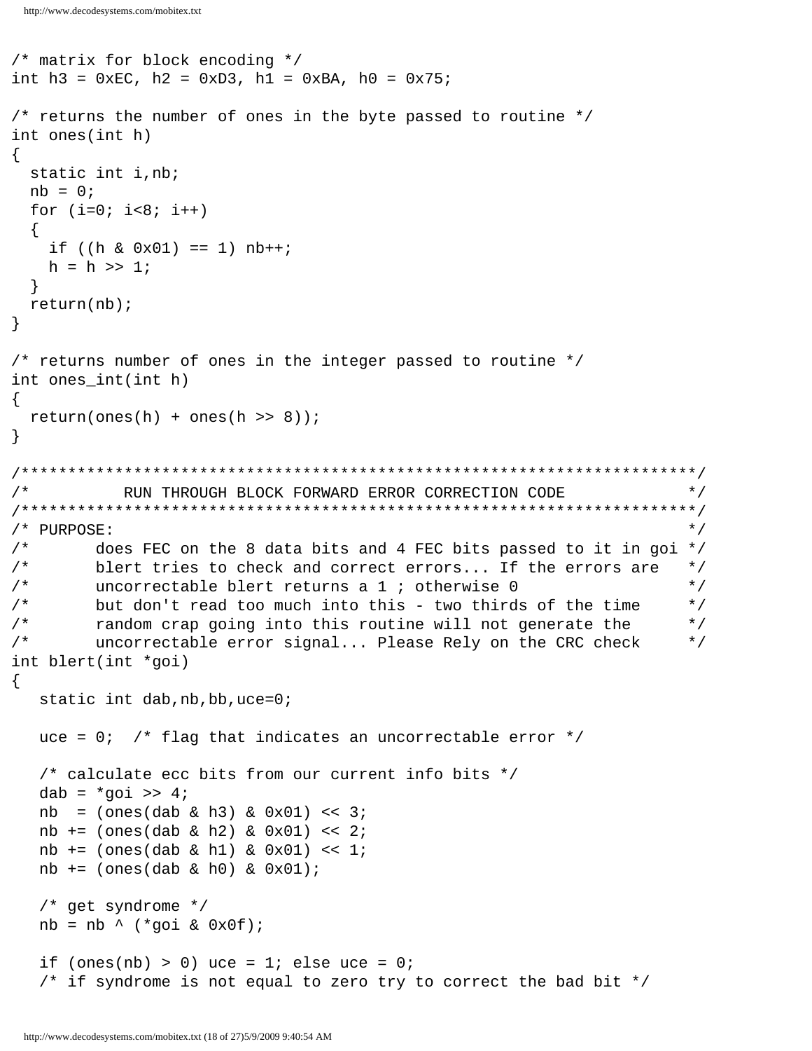```
/* matrix for block encoding */
int h3 = 0xEC, h2 = 0xD3, h1 = 0xBA, h0 = 0x75;

/* returns the number of ones in the byte passed to routine */
int ones(int h)
{
  static int i,nb;
  nb = 0;
  for (i=0; i<8; i++)
  {
    if ((h & 0x01) == 1) nb++;
    h = h >> 1;
  }
  return(nb);
}

/* returns number of ones in the integer passed to routine */
int ones_int(int h)
{
  return(ones(h) + ones(h >> 8));
}

/***********************************************************************/
/*          RUN THROUGH BLOCK FORWARD ERROR CORRECTION CODE            */
/***********************************************************************/
/* PURPOSE:                                                            */
/*       does FEC on the 8 data bits and 4 FEC bits passed to it in goi */
/*       blert tries to check and correct errors... If the errors are   */
/*       uncorrectable blert returns a 1 ; otherwise 0                 */
/*       but don't read too much into this - two thirds of the time     */
/*       random crap going into this routine will not generate the      */
/*       uncorrectable error signal... Please Rely on the CRC check     */
int blert(int *goi)
{
   static int dab,nb,bb,uce=0;

   uce = 0;  /* flag that indicates an uncorrectable error */

   /* calculate ecc bits from our current info bits */
   dab = *goi >> 4;
   nb  = (ones(dab & h3) & 0x01) << 3;
   nb += (ones(dab & h2) & 0x01) << 2;
   nb += (ones(dab & h1) & 0x01) << 1;
   nb += (ones(dab & h0) & 0x01);

   /* get syndrome */
   nb = nb ^ (*goi & 0x0f);

   if (ones(nb) > 0) uce = 1; else uce = 0;
   /* if syndrome is not equal to zero try to correct the bad bit */
```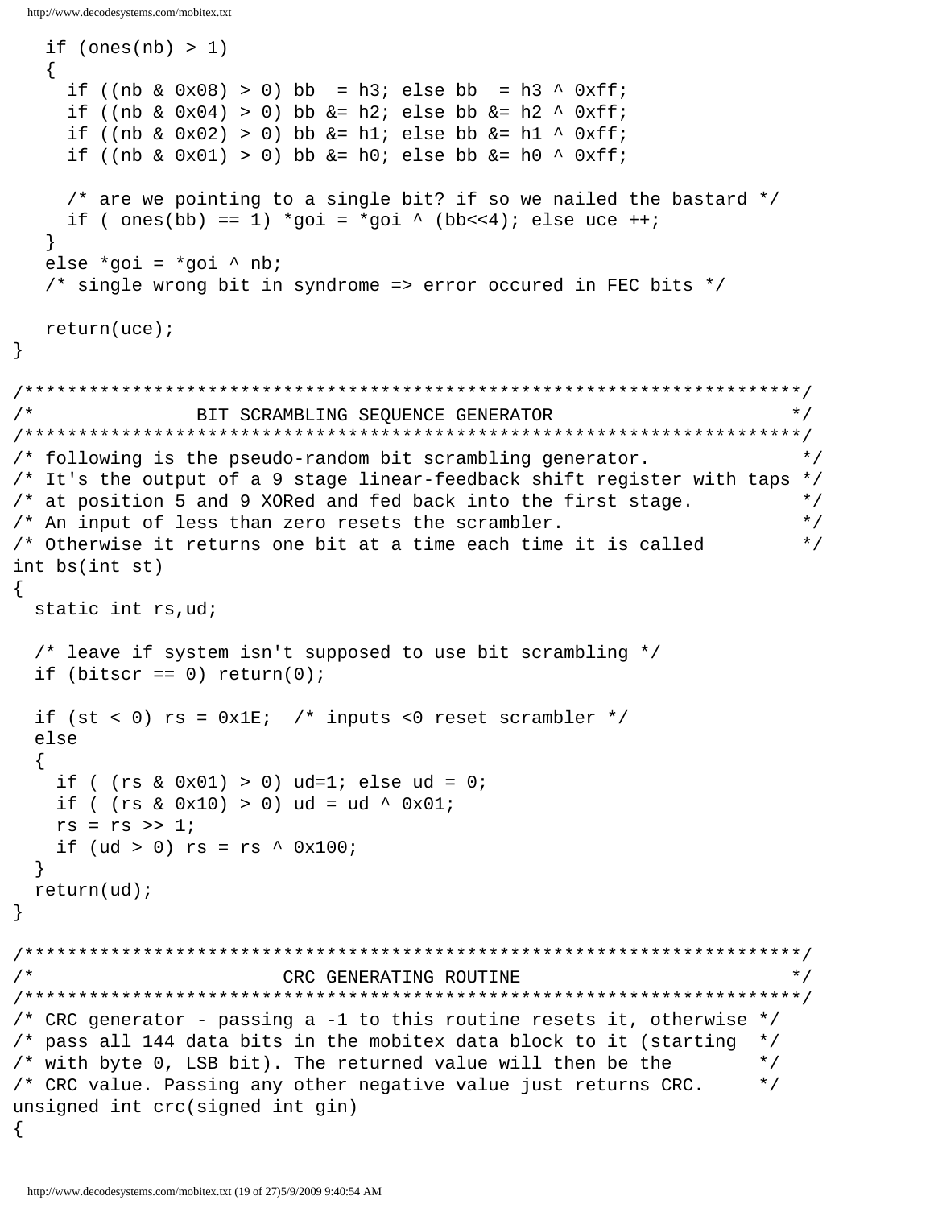```
   if (ones(nb) > 1)
   {
     if ((nb & 0x08) > 0) bb  = h3; else bb  = h3 ^ 0xff;
     if ((nb & 0x04) > 0) bb &= h2; else bb &= h2 ^ 0xff;
     if ((nb & 0x02) > 0) bb &= h1; else bb &= h1 ^ 0xff;
     if ((nb & 0x01) > 0) bb &= h0; else bb &= h0 ^ 0xff;

     /* are we pointing to a single bit? if so we nailed the bastard */
     if ( ones(bb) == 1) *goi = *goi ^ (bb<<4); else uce ++;
   }
   else *goi = *goi ^ nb;
   /* single wrong bit in syndrome => error occured in FEC bits */

   return(uce);
}

/************************************************************************/
/*                BIT SCRAMBLING SEQUENCE GENERATOR                     */
/************************************************************************/
/* following is the pseudo-random bit scrambling generator.             */
/* It's the output of a 9 stage linear-feedback shift register with taps */
/* at position 5 and 9 XORed and fed back into the first stage.         */
/* An input of less than zero resets the scrambler.                     */
/* Otherwise it returns one bit at a time each time it is called        */
int bs(int st)
{
  static int rs,ud;

  /* leave if system isn't supposed to use bit scrambling */
  if (bitscr == 0) return(0);

  if (st < 0) rs = 0x1E;  /* inputs <0 reset scrambler */
  else
  {
    if ( (rs & 0x01) > 0) ud=1; else ud = 0;
    if ( (rs & 0x10) > 0) ud = ud ^ 0x01;
    rs = rs >> 1;
    if (ud > 0) rs = rs ^ 0x100;
  }
  return(ud);
}

/************************************************************************/
/*                          CRC GENERATING ROUTINE                      */
/************************************************************************/
/* CRC generator - passing a -1 to this routine resets it, otherwise */
/* pass all 144 data bits in the mobitex data block to it (starting  */
/* with byte 0, LSB bit). The returned value will then be the        */
/* CRC value. Passing any other negative value just returns CRC.     */
unsigned int crc(signed int gin)
{
```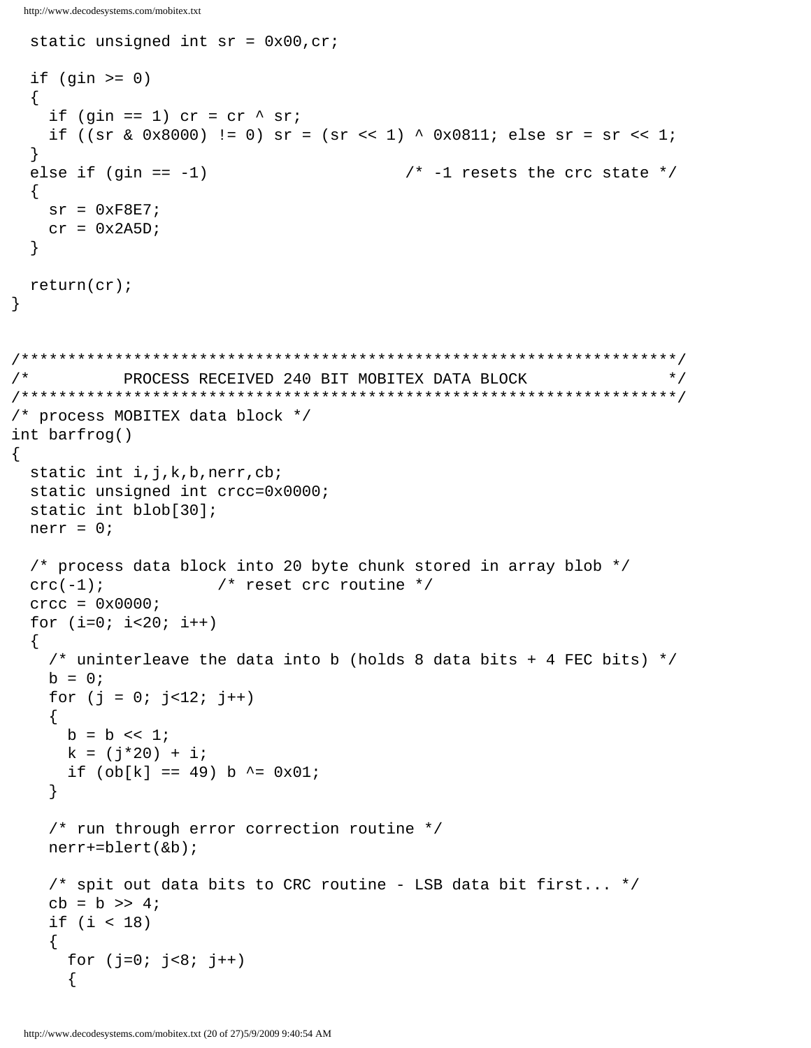```
  static unsigned int sr = 0x00,cr;

  if (gin >= 0)
  {
    if (gin == 1) cr = cr ^ sr;
    if ((sr & 0x8000) != 0) sr = (sr << 1) ^ 0x0811; else sr = sr << 1;
  }
  else if (gin == -1)                     /* -1 resets the crc state */
  {
    sr = 0xF8E7;
    cr = 0x2A5D;
  }

  return(cr);
}


/**********************************************************************/
/*          PROCESS RECEIVED 240 BIT MOBITEX DATA BLOCK               */
/**********************************************************************/
/* process MOBITEX data block */
int barfrog()
{
  static int i,j,k,b,nerr,cb;
  static unsigned int crcc=0x0000;
  static int blob[30];
  nerr = 0;

  /* process data block into 20 byte chunk stored in array blob */
  crc(-1);            /* reset crc routine */
  crcc = 0x0000;
  for (i=0; i<20; i++)
  {
    /* uninterleave the data into b (holds 8 data bits + 4 FEC bits) */
    b = 0;
    for (j = 0; j<12; j++)
    {
      b = b << 1;
      k = (j*20) + i;
      if (ob[k] == 49) b ^= 0x01;
    }

    /* run through error correction routine */
    nerr+=blert(&b);

    /* spit out data bits to CRC routine - LSB data bit first... */
    cb = b >> 4;
    if (i < 18)
    {
      for (j=0; j<8; j++)
      {
```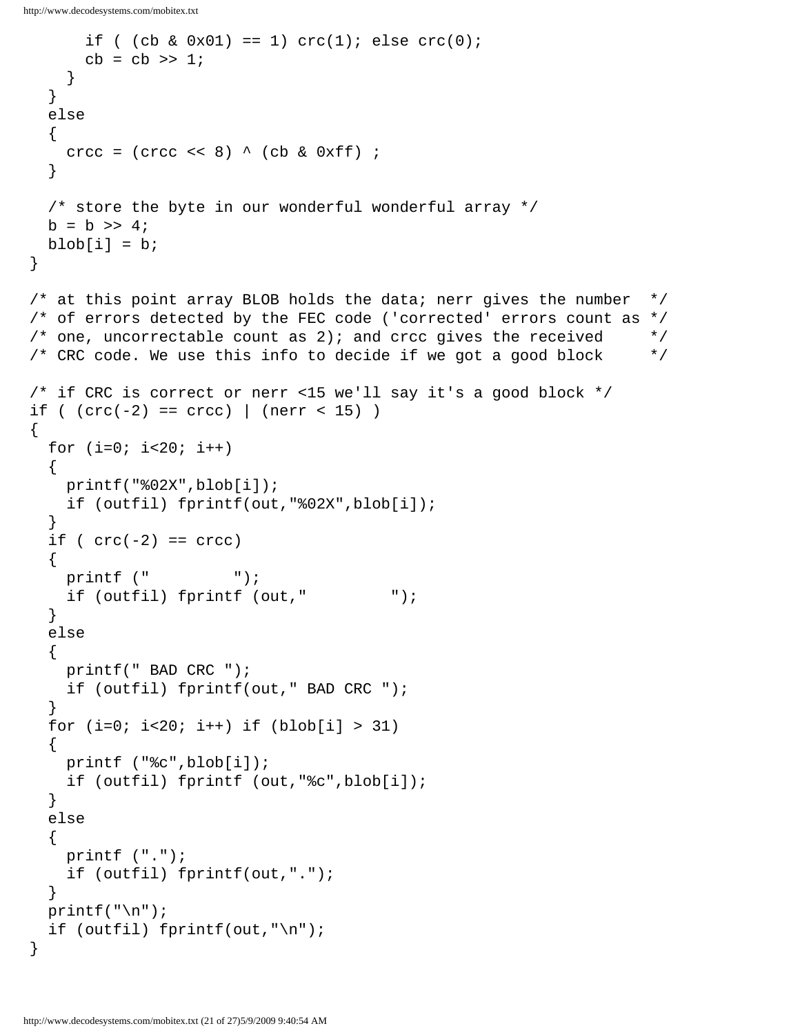```
      if ( (cb & 0x01) == 1) crc(1); else crc(0);
      cb = cb >> 1;
    }
  }
  else
  {
    crcc = (crcc << 8) ^ (cb & 0xff) ;
  }

  /* store the byte in our wonderful wonderful array */
  b = b >> 4;
  blob[i] = b;
}

/* at this point array BLOB holds the data; nerr gives the number  */
/* of errors detected by the FEC code ('corrected' errors count as */
/* one, uncorrectable count as 2); and crcc gives the received     */
/* CRC code. We use this info to decide if we got a good block     */

/* if CRC is correct or nerr <15 we'll say it's a good block */
if ( (crc(-2) == crcc) | (nerr < 15) )
{
  for (i=0; i<20; i++)
  {
    printf("%02X",blob[i]);
    if (outfil) fprintf(out,"%02X",blob[i]);
  }
  if ( crc(-2) == crcc)
  {
    printf ("         ");
    if (outfil) fprintf (out,"         ");
  }
  else
  {
    printf(" BAD CRC ");
    if (outfil) fprintf(out," BAD CRC ");
  }
  for (i=0; i<20; i++) if (blob[i] > 31)
  {
    printf ("%c",blob[i]);
    if (outfil) fprintf (out,"%c",blob[i]);
  }
  else
  {
    printf (".");
    if (outfil) fprintf(out,".");
  }
  printf("\n");
  if (outfil) fprintf(out,"\n");
}
```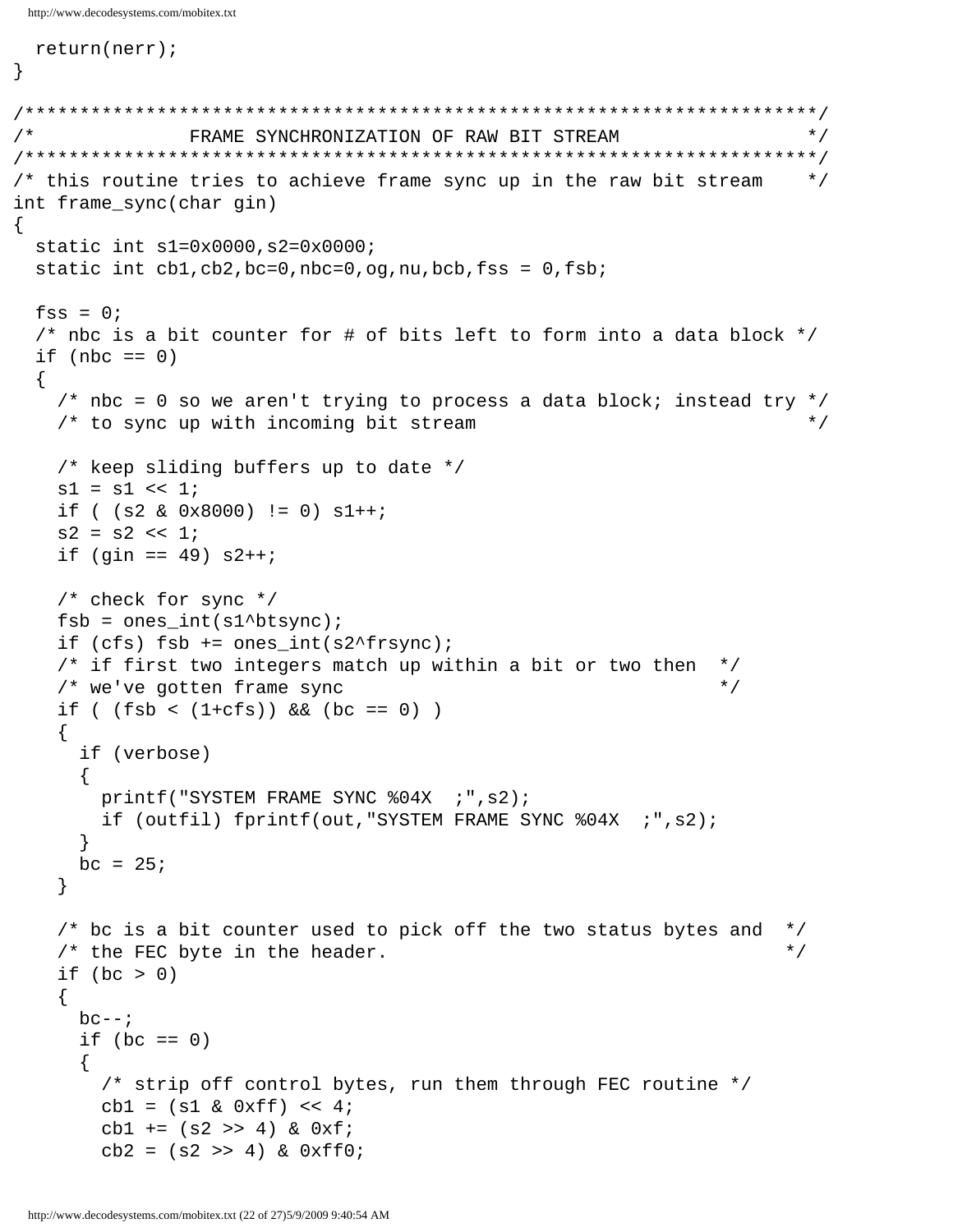```
  return(nerr);
}

/************************************************************************/
/*              FRAME SYNCHRONIZATION OF RAW BIT STREAM                */
/************************************************************************/
/* this routine tries to achieve frame sync up in the raw bit stream    */
int frame_sync(char gin)
{
  static int s1=0x0000,s2=0x0000;
  static int cb1,cb2,bc=0,nbc=0,og,nu,bcb,fss = 0,fsb;

  fss = 0;
  /* nbc is a bit counter for # of bits left to form into a data block */
  if (nbc == 0)
  {
    /* nbc = 0 so we aren't trying to process a data block; instead try */
    /* to sync up with incoming bit stream                              */

    /* keep sliding buffers up to date */
    s1 = s1 << 1;
    if ( (s2 & 0x8000) != 0) s1++;
    s2 = s2 << 1;
    if (gin == 49) s2++;

    /* check for sync */
    fsb = ones_int(s1^btsync);
    if (cfs) fsb += ones_int(s2^frsync);
    /* if first two integers match up within a bit or two then  */
    /* we've gotten frame sync                                  */
    if ( (fsb < (1+cfs)) && (bc == 0) )
    {
      if (verbose)
      {
        printf("SYSTEM FRAME SYNC %04X  ;",s2);
        if (outfil) fprintf(out,"SYSTEM FRAME SYNC %04X  ;",s2);
      }
      bc = 25;
    }

    /* bc is a bit counter used to pick off the two status bytes and  */
    /* the FEC byte in the header.                                    */
    if (bc > 0)
    {
      bc--;
      if (bc == 0)
      {
        /* strip off control bytes, run them through FEC routine */
        cb1 = (s1 & 0xff) << 4;
        cb1 += (s2 >> 4) & 0xf;
        cb2 = (s2 >> 4) & 0xff0;
```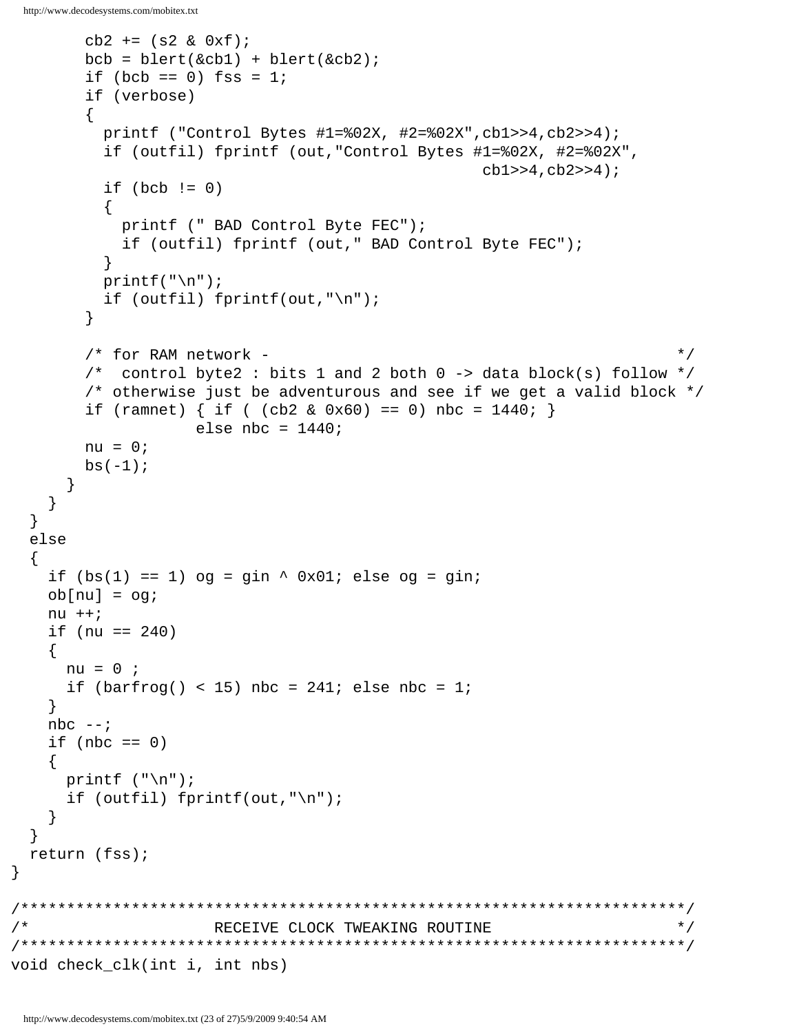```
        cb2 += (s2 & 0xf);
        bcb = blert(&cb1) + blert(&cb2);
        if (bcb == 0) fss = 1;
        if (verbose)
        {
          printf ("Control Bytes #1=%02X, #2=%02X",cb1>>4,cb2>>4);
          if (outfil) fprintf (out,"Control Bytes #1=%02X, #2=%02X",
                                                  cb1>>4,cb2>>4);
          if (bcb != 0)
          {
            printf (" BAD Control Byte FEC");
            if (outfil) fprintf (out," BAD Control Byte FEC");
          }
          printf("\n");
          if (outfil) fprintf(out,"\n");
        }

        /* for RAM network -                                            */
        /*  control byte2 : bits 1 and 2 both 0 -> data block(s) follow */
        /* otherwise just be adventurous and see if we get a valid block */
        if (ramnet) { if ( (cb2 & 0x60) == 0) nbc = 1440; }
                    else nbc = 1440;
        nu = 0;
        bs(-1);
      }
    }
  }
  else
  {
    if (bs(1) == 1) og = gin ^ 0x01; else og = gin;
    ob[nu] = og;
    nu ++;
    if (nu == 240)
    {
      nu = 0 ;
      if (barfrog() < 15) nbc = 241; else nbc = 1;
    }
    nbc --;
    if (nbc == 0)
    {
      printf ("\n");
      if (outfil) fprintf(out,"\n");
    }
  }
  return (fss);
}

/***********************************************************************/
/*                      RECEIVE CLOCK TWEAKING ROUTINE                 */
/***********************************************************************/
void check_clk(int i, int nbs)
```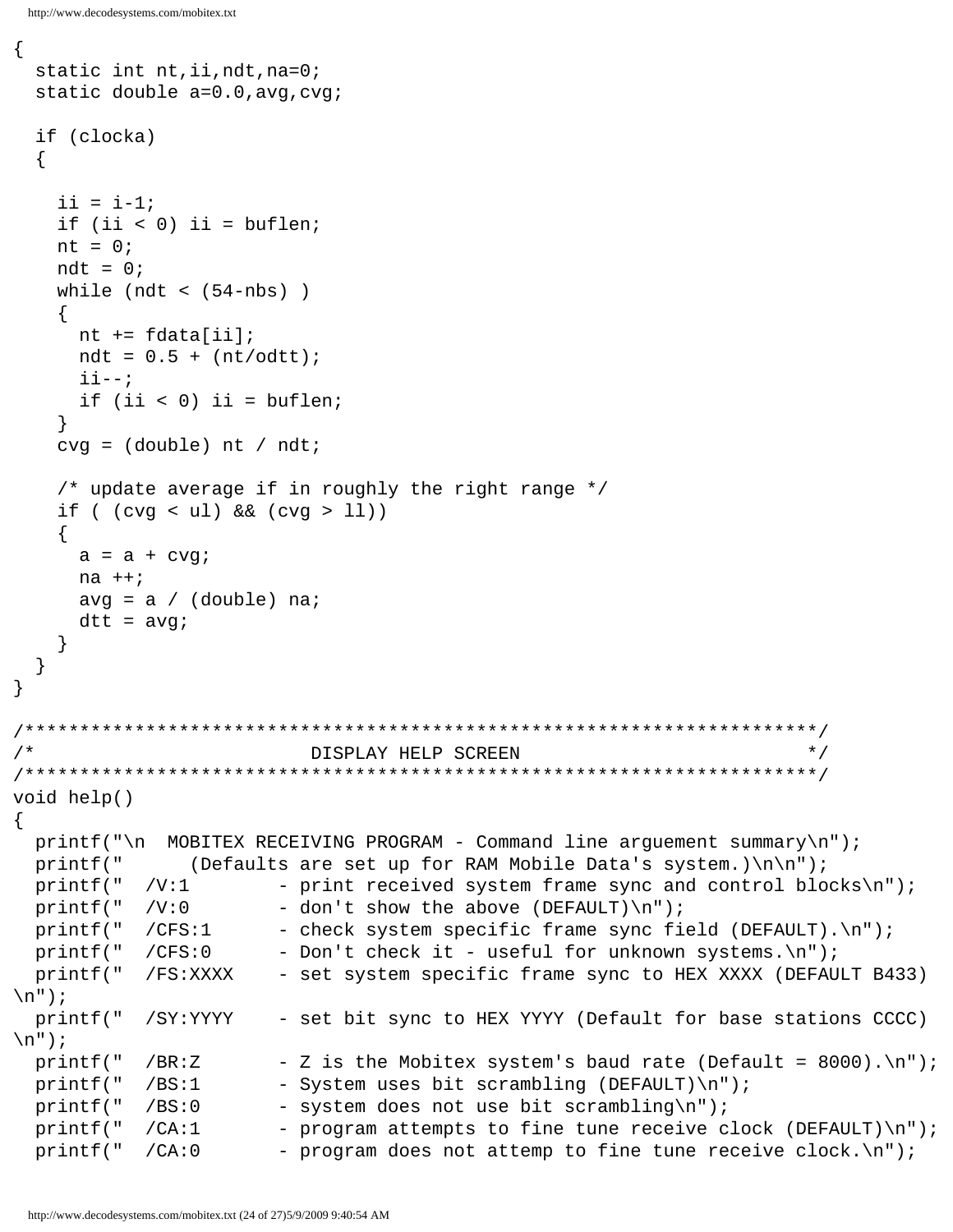```
{
  static int nt,ii,ndt,na=0;
  static double a=0.0,avg,cvg;

  if (clocka)
  {

    ii = i-1;
    if (ii < 0) ii = buflen;
    nt = 0;
    ndt = 0;
    while (ndt < (54-nbs) )
    {
      nt += fdata[ii];
      ndt = 0.5 + (nt/odtt);
      ii--;
      if (ii < 0) ii = buflen;
    }
    cvg = (double) nt / ndt;

    /* update average if in roughly the right range */
    if ( (cvg < ul) && (cvg > ll))
    {
      a = a + cvg;
      na ++;
      avg = a / (double) na;
      dtt = avg;
    }
  }
}

/*************************************************************************/
/*                        DISPLAY HELP SCREEN                            */
/*************************************************************************/
void help()
{
  printf("\n  MOBITEX RECEIVING PROGRAM - Command line arguement summary\n");
  printf("      (Defaults are set up for RAM Mobile Data's system.)\n\n");
  printf("  /V:1        - print received system frame sync and control blocks\n");
  printf("  /V:0        - don't show the above (DEFAULT)\n");
  printf("  /CFS:1      - check system specific frame sync field (DEFAULT).\n");
  printf("  /CFS:0      - Don't check it - useful for unknown systems.\n");
  printf("  /FS:XXXX    - set system specific frame sync to HEX XXXX (DEFAULT B433)
\n");
  printf("  /SY:YYYY    - set bit sync to HEX YYYY (Default for base stations CCCC)
\n");
  printf("  /BR:Z       - Z is the Mobitex system's baud rate (Default = 8000).\n");
  printf("  /BS:1       - System uses bit scrambling (DEFAULT)\n");
  printf("  /BS:0       - system does not use bit scrambling\n");
  printf("  /CA:1       - program attempts to fine tune receive clock (DEFAULT)\n");
  printf("  /CA:0       - program does not attemp to fine tune receive clock.\n");
```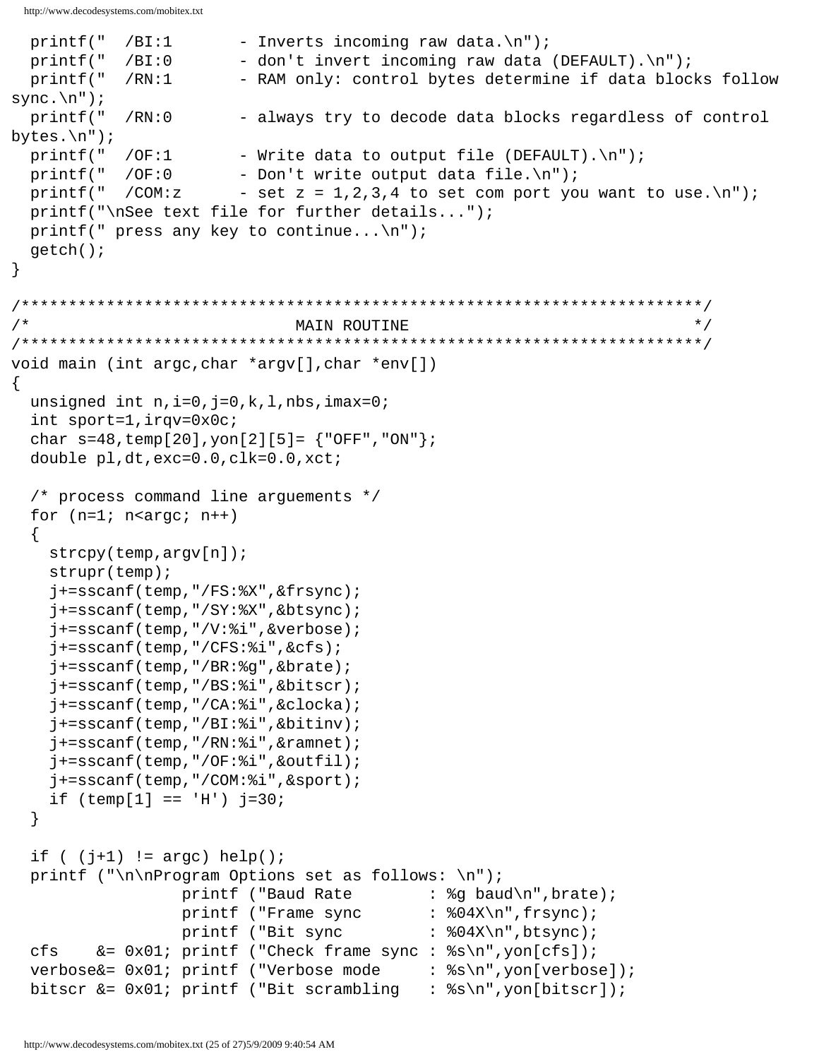```
  printf("  /BI:1       - Inverts incoming raw data.\n");
  printf("  /BI:0       - don't invert incoming raw data (DEFAULT).\n");
  printf("  /RN:1       - RAM only: control bytes determine if data blocks follow
sync.\n");
  printf("  /RN:0       - always try to decode data blocks regardless of control
bytes.\n");
  printf("  /OF:1       - Write data to output file (DEFAULT).\n");
  printf("  /OF:0       - Don't write output data file.\n");
  printf("  /COM:z      - set z = 1,2,3,4 to set com port you want to use.\n");
  printf("\nSee text file for further details...");
  printf(" press any key to continue...\n");
  getch();
}

/************************************************************************/
/*                           MAIN ROUTINE                               */
/************************************************************************/
void main (int argc,char *argv[],char *env[])
{
  unsigned int n,i=0,j=0,k,l,nbs,imax=0;
  int sport=1,irqv=0x0c;
  char s=48,temp[20],yon[2][5]= {"OFF","ON"};
  double pl,dt,exc=0.0,clk=0.0,xct;

  /* process command line arguements */
  for (n=1; n<argc; n++)
  {
    strcpy(temp,argv[n]);
    strupr(temp);
    j+=sscanf(temp,"/FS:%X",&frsync);
    j+=sscanf(temp,"/SY:%X",&btsync);
    j+=sscanf(temp,"/V:%i",&verbose);
    j+=sscanf(temp,"/CFS:%i",&cfs);
    j+=sscanf(temp,"/BR:%g",&brate);
    j+=sscanf(temp,"/BS:%i",&bitscr);
    j+=sscanf(temp,"/CA:%i",&clocka);
    j+=sscanf(temp,"/BI:%i",&bitinv);
    j+=sscanf(temp,"/RN:%i",&ramnet);
    j+=sscanf(temp,"/OF:%i",&outfil);
    j+=sscanf(temp,"/COM:%i",&sport);
    if (temp[1] == 'H') j=30;
  }

  if ( (j+1) != argc) help();
  printf ("\n\nProgram Options set as follows: \n");
                printf ("Baud Rate        : %g baud\n",brate);
                printf ("Frame sync       : %04X\n",frsync);
                printf ("Bit sync         : %04X\n",btsync);
  cfs    &= 0x01; printf ("Check frame sync : %s\n",yon[cfs]);
  verbose&= 0x01; printf ("Verbose mode     : %s\n",yon[verbose]);
  bitscr &= 0x01; printf ("Bit scrambling   : %s\n",yon[bitscr]);
```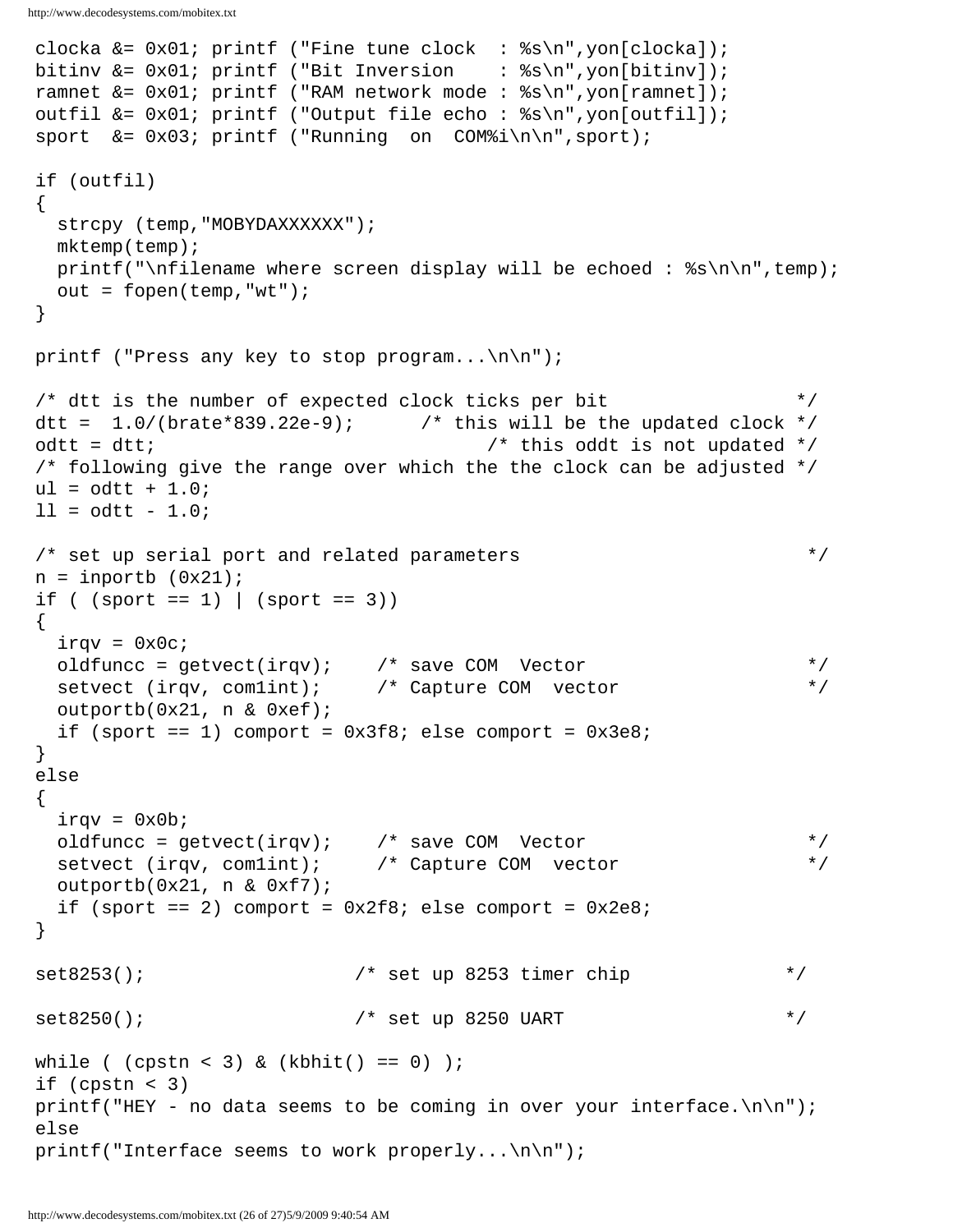```
clocka &= 0x01; printf ("Fine tune clock  : %s\n",yon[clocka]);
bitinv &= 0x01; printf ("Bit Inversion    : %s\n",yon[bitinv]);
ramnet &= 0x01; printf ("RAM network mode : %s\n",yon[ramnet]);
outfil &= 0x01; printf ("Output file echo : %s\n",yon[outfil]);
sport  &= 0x03; printf ("Running  on  COM%i\n\n",sport);

if (outfil)
{
  strcpy (temp,"MOBYDAXXXXXX");
  mktemp(temp);
  printf("\nfilename where screen display will be echoed : %s\n\n",temp);
  out = fopen(temp,"wt");
}

printf ("Press any key to stop program...\n\n");

/* dtt is the number of expected clock ticks per bit                 */
dtt =  1.0/(brate*839.22e-9);      /* this will be the updated clock */
odtt = dtt;                              /* this oddt is not updated */
/* following give the range over which the the clock can be adjusted */
ul = odtt + 1.0;
ll = odtt - 1.0;

/* set up serial port and related parameters                          */
n = inportb (0x21);
if ( (sport == 1) | (sport == 3))
{
  irqv = 0x0c;
  oldfuncc = getvect(irqv);    /* save COM  Vector                    */
  setvect (irqv, com1int);     /* Capture COM  vector                 */
  outportb(0x21, n & 0xef);
  if (sport == 1) comport = 0x3f8; else comport = 0x3e8;
}
else
{
  irqv = 0x0b;
  oldfuncc = getvect(irqv);    /* save COM  Vector                    */
  setvect (irqv, com1int);     /* Capture COM  vector                 */
  outportb(0x21, n & 0xf7);
  if (sport == 2) comport = 0x2f8; else comport = 0x2e8;
}

set8253();                  /* set up 8253 timer chip              */

set8250();                  /* set up 8250 UART                    */

while ( (cpstn < 3) & (kbhit() == 0) );
if (cpstn < 3)
printf("HEY - no data seems to be coming in over your interface.\n\n");
else
printf("Interface seems to work properly...\n\n");
```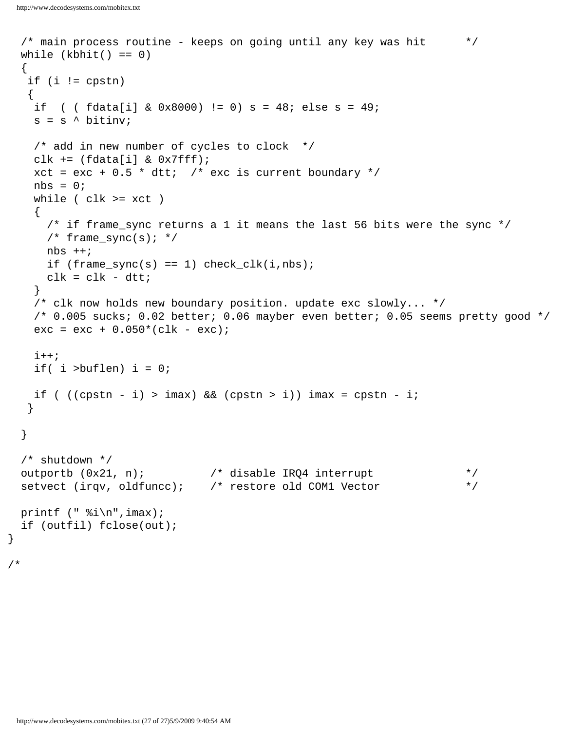```
  /* main process routine - keeps on going until any key was hit      */
  while (kbhit() == 0)
  {
   if (i != cpstn)
   {
    if  ( ( fdata[i] & 0x8000) != 0) s = 48; else s = 49;
    s = s ^ bitinv;

    /* add in new number of cycles to clock  */
    clk += (fdata[i] & 0x7fff);
    xct = exc + 0.5 * dtt;  /* exc is current boundary */
    nbs = 0;
    while ( clk >= xct )
    {
      /* if frame_sync returns a 1 it means the last 56 bits were the sync */
      /* frame_sync(s); */
      nbs ++;
      if (frame_sync(s) == 1) check_clk(i,nbs);
      clk = clk - dtt;
    }
    /* clk now holds new boundary position. update exc slowly... */
    /* 0.005 sucks; 0.02 better; 0.06 mayber even better; 0.05 seems pretty good */
    exc = exc + 0.050*(clk - exc);

    i++;
    if( i >buflen) i = 0;

    if ( ((cpstn - i) > imax) && (cpstn > i)) imax = cpstn - i;
   }

  }

  /* shutdown */
  outportb (0x21, n);          /* disable IRQ4 interrupt              */
  setvect (irqv, oldfuncc);    /* restore old COM1 Vector             */

  printf (" %i\n",imax);
  if (outfil) fclose(out);
}

/*
```